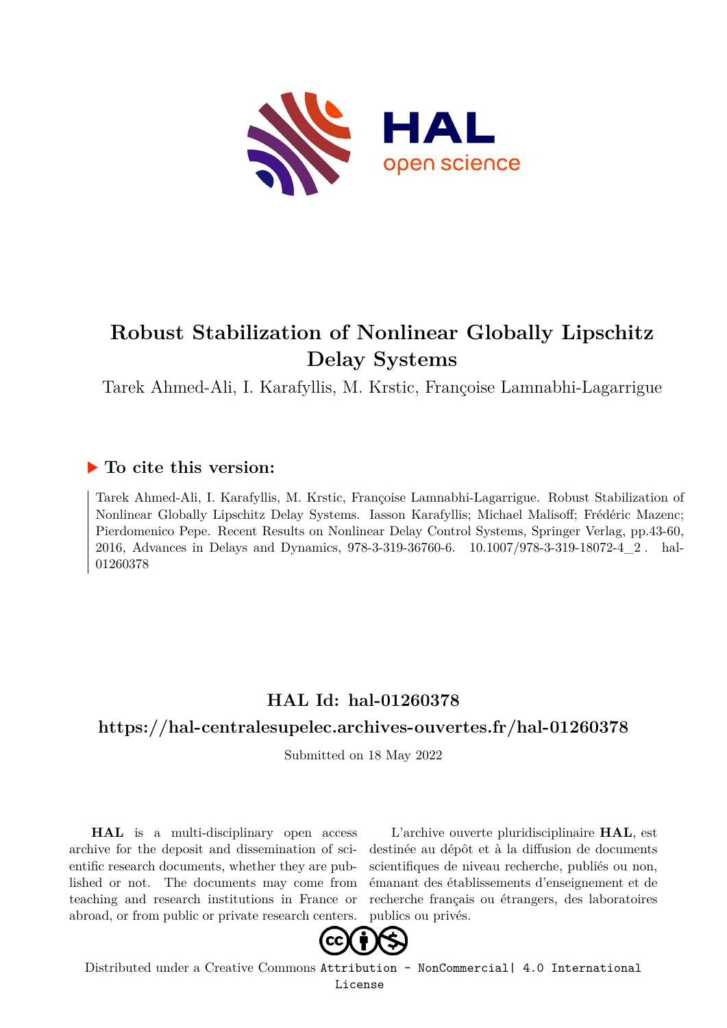# Robust Stabilization of Nonlinear Globally Lipschitz Delay Systems

Tarek Ahmed-Ali, I. Karafyllis, M. Krstic, Françoise Lamnabhi-Lagarrigue

## ▶ To cite this version:

Tarek Ahmed-Ali, I. Karafyllis, M. Krstic, Françoise Lamnabhi-Lagarrigue. Robust Stabilization of Nonlinear Globally Lipschitz Delay Systems. Iasson Karafyllis; Michael Malisoff; Frédéric Mazenc; Pierdomenico Pepe. Recent Results on Nonlinear Delay Control Systems, Springer Verlag, pp.43-60, 2016, Advances in Delays and Dynamics, 978-3-319-36760-6. 10.1007/978-3-319-18072-4_2 . hal-01260378

## HAL Id: hal-01260378

## https://hal-centralesupelec.archives-ouvertes.fr/hal-01260378

Submitted on 18 May 2022

**HAL** is a multi-disciplinary open access archive for the deposit and dissemination of scientific research documents, whether they are published or not. The documents may come from teaching and research institutions in France or abroad, or from public or private research centers.

L'archive ouverte pluridisciplinaire **HAL**, est destinée au dépôt et à la diffusion de documents scientifiques de niveau recherche, publiés ou non, émanant des établissements d'enseignement et de recherche français ou étrangers, des laboratoires publics ou privés.

Distributed under a Creative Commons Attribution - NonCommercial| 4.0 International License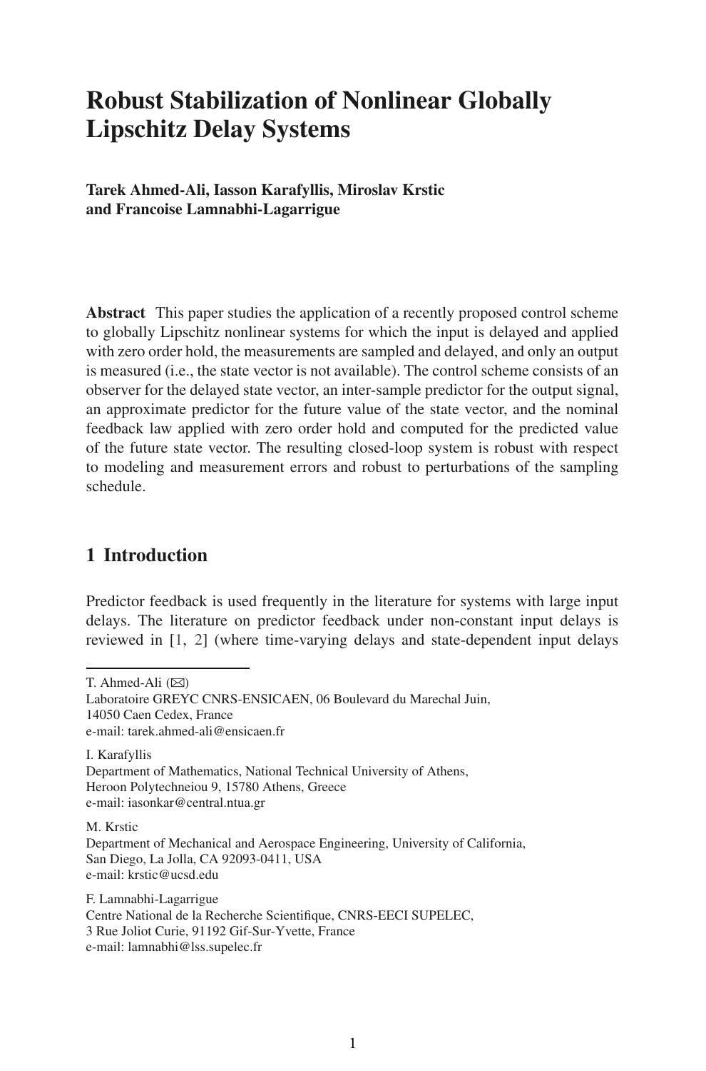# Robust Stabilization of Nonlinear Globally Lipschitz Delay Systems

**Tarek Ahmed-Ali, Iasson Karafyllis, Miroslav Krstic and Francoise Lamnabhi-Lagarrigue**

**Abstract** This paper studies the application of a recently proposed control scheme to globally Lipschitz nonlinear systems for which the input is delayed and applied with zero order hold, the measurements are sampled and delayed, and only an output is measured (i.e., the state vector is not available). The control scheme consists of an observer for the delayed state vector, an inter-sample predictor for the output signal, an approximate predictor for the future value of the state vector, and the nominal feedback law applied with zero order hold and computed for the predicted value of the future state vector. The resulting closed-loop system is robust with respect to modeling and measurement errors and robust to perturbations of the sampling schedule.

## 1 Introduction

Predictor feedback is used frequently in the literature for systems with large input delays. The literature on predictor feedback under non-constant input delays is reviewed in [1, 2] (where time-varying delays and state-dependent input delays

---

T. Ahmed-Ali (✉)
Laboratoire GREYC CNRS-ENSICAEN, 06 Boulevard du Marechal Juin, 14050 Caen Cedex, France
e-mail: tarek.ahmed-ali@ensicaen.fr

I. Karafyllis
Department of Mathematics, National Technical University of Athens, Heroon Polytechneiou 9, 15780 Athens, Greece
e-mail: iasonkar@central.ntua.gr

M. Krstic
Department of Mechanical and Aerospace Engineering, University of California, San Diego, La Jolla, CA 92093-0411, USA
e-mail: krstic@ucsd.edu

F. Lamnabhi-Lagarrigue
Centre National de la Recherche Scientifique, CNRS-EECI SUPELEC, 3 Rue Joliot Curie, 91192 Gif-Sur-Yvette, France
e-mail: lamnabhi@lss.supelec.fr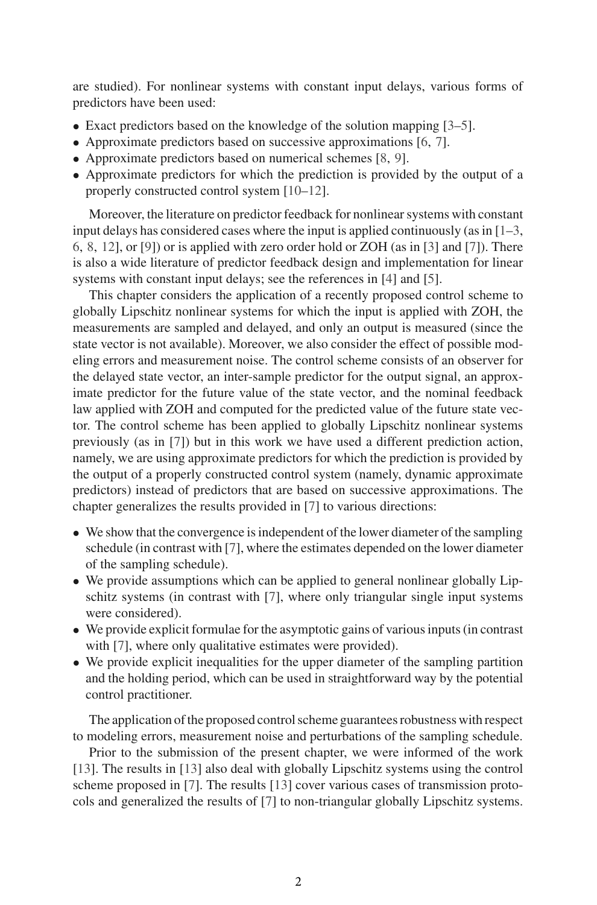are studied). For nonlinear systems with constant input delays, various forms of predictors have been used:

- Exact predictors based on the knowledge of the solution mapping [3–5].
- Approximate predictors based on successive approximations [6, 7].
- Approximate predictors based on numerical schemes [8, 9].
- Approximate predictors for which the prediction is provided by the output of a properly constructed control system [10–12].

Moreover, the literature on predictor feedback for nonlinear systems with constant input delays has considered cases where the input is applied continuously (as in [1–3, 6, 8, 12], or [9]) or is applied with zero order hold or ZOH (as in [3] and [7]). There is also a wide literature of predictor feedback design and implementation for linear systems with constant input delays; see the references in [4] and [5].

This chapter considers the application of a recently proposed control scheme to globally Lipschitz nonlinear systems for which the input is applied with ZOH, the measurements are sampled and delayed, and only an output is measured (since the state vector is not available). Moreover, we also consider the effect of possible modeling errors and measurement noise. The control scheme consists of an observer for the delayed state vector, an inter-sample predictor for the output signal, an approximate predictor for the future value of the state vector, and the nominal feedback law applied with ZOH and computed for the predicted value of the future state vector. The control scheme has been applied to globally Lipschitz nonlinear systems previously (as in [7]) but in this work we have used a different prediction action, namely, we are using approximate predictors for which the prediction is provided by the output of a properly constructed control system (namely, dynamic approximate predictors) instead of predictors that are based on successive approximations. The chapter generalizes the results provided in [7] to various directions:

- We show that the convergence is independent of the lower diameter of the sampling schedule (in contrast with [7], where the estimates depended on the lower diameter of the sampling schedule).
- We provide assumptions which can be applied to general nonlinear globally Lipschitz systems (in contrast with [7], where only triangular single input systems were considered).
- We provide explicit formulae for the asymptotic gains of various inputs (in contrast with [7], where only qualitative estimates were provided).
- We provide explicit inequalities for the upper diameter of the sampling partition and the holding period, which can be used in straightforward way by the potential control practitioner.

The application of the proposed control scheme guarantees robustness with respect to modeling errors, measurement noise and perturbations of the sampling schedule.

Prior to the submission of the present chapter, we were informed of the work [13]. The results in [13] also deal with globally Lipschitz systems using the control scheme proposed in [7]. The results [13] cover various cases of transmission protocols and generalized the results of [7] to non-triangular globally Lipschitz systems.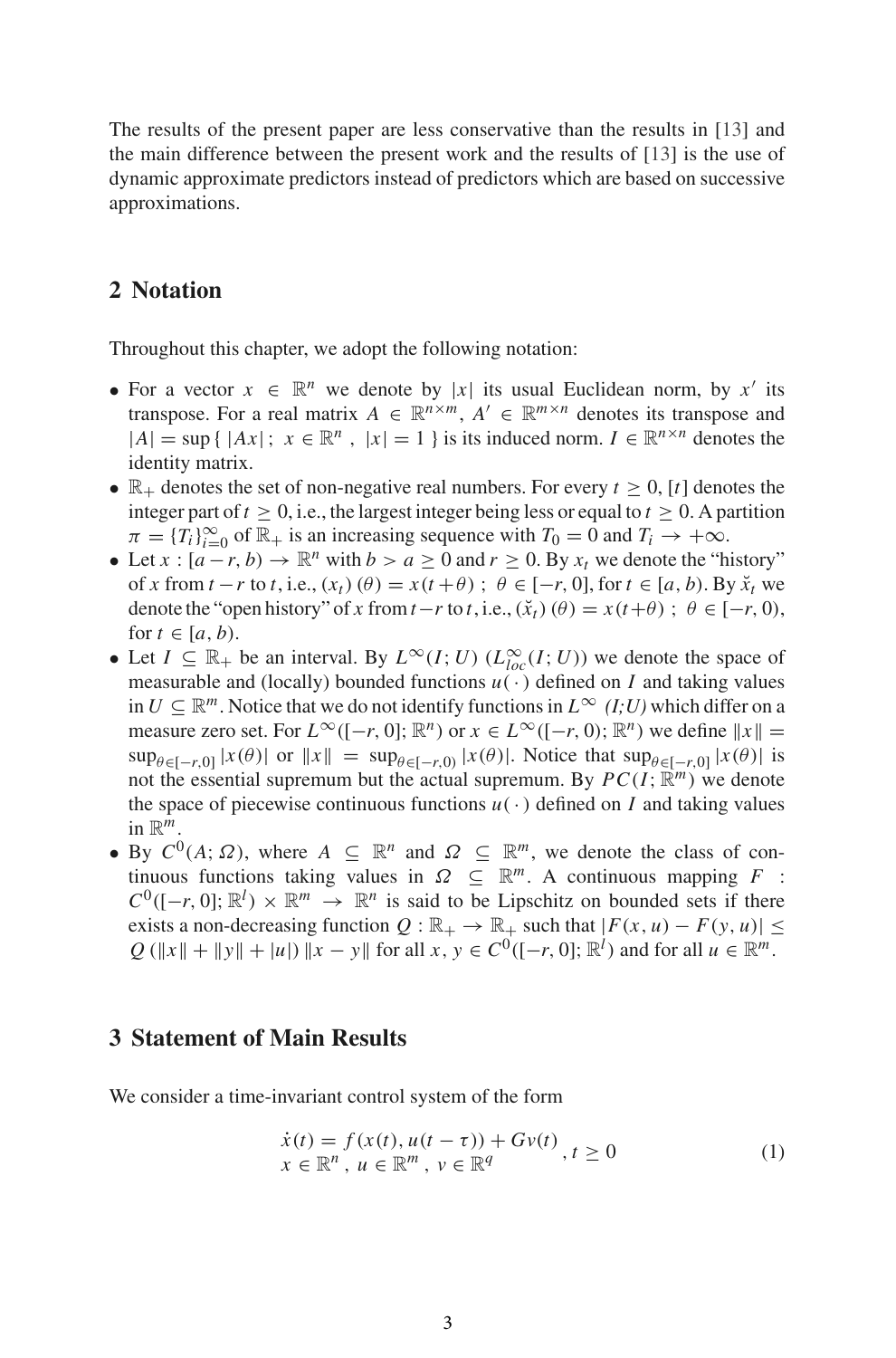The results of the present paper are less conservative than the results in [13] and the main difference between the present work and the results of [13] is the use of dynamic approximate predictors instead of predictors which are based on successive approximations.

## 2 Notation

Throughout this chapter, we adopt the following notation:

- For a vector $x \in \mathbb{R}^n$ we denote by $|x|$ its usual Euclidean norm, by $x'$ its transpose. For a real matrix $A \in \mathbb{R}^{n\times m}$, $A' \in \mathbb{R}^{m\times n}$ denotes its transpose and $|A| = \sup\{\,|Ax|\,;\ x \in \mathbb{R}^n\,,\ |x| = 1\,\}$ is its induced norm. $I \in \mathbb{R}^{n\times n}$ denotes the identity matrix.
- $\mathbb{R}_+$ denotes the set of non-negative real numbers. For every $t \geq 0$, $[t]$ denotes the integer part of $t \geq 0$, i.e., the largest integer being less or equal to $t \geq 0$. A partition $\pi = \{T_i\}_{i=0}^{\infty}$ of $\mathbb{R}_+$ is an increasing sequence with $T_0 = 0$ and $T_i \to +\infty$.
- Let $x : [a - r, b) \to \mathbb{R}^n$ with $b > a \geq 0$ and $r \geq 0$. By $x_t$ we denote the "history" of $x$ from $t-r$ to $t$, i.e., $(x_t)\,(\theta) = x(t+\theta)\ ;\ \theta \in [-r, 0]$, for $t \in [a, b)$. By $\breve{x}_t$ we denote the "open history" of $x$ from $t-r$ to $t$, i.e., $(\breve{x}_t)\,(\theta) = x(t+\theta)\ ;\ \theta \in [-r, 0)$, for $t \in [a, b)$.
- Let $I \subseteq \mathbb{R}_+$ be an interval. By $L^{\infty}(I; U)$ ($L^{\infty}_{loc}(I; U)$) we denote the space of measurable and (locally) bounded functions $u(\,\cdot\,)$ defined on $I$ and taking values in $U \subseteq \mathbb{R}^m$. Notice that we do not identify functions in $L^{\infty}$ *(I;U)* which differ on a measure zero set. For $L^{\infty}([-r, 0]; \mathbb{R}^n)$ or $x \in L^{\infty}([-r, 0); \mathbb{R}^n)$ we define $\|x\| = \sup_{\theta\in[-r,0]} |x(\theta)|$ or $\|x\| = \sup_{\theta\in[-r,0)} |x(\theta)|$. Notice that $\sup_{\theta\in[-r,0]} |x(\theta)|$ is not the essential supremum but the actual supremum. By $PC(I; \mathbb{R}^m)$ we denote the space of piecewise continuous functions $u(\,\cdot\,)$ defined on $I$ and taking values in $\mathbb{R}^m$.
- By $C^0(A; \Omega)$, where $A \subseteq \mathbb{R}^n$ and $\Omega \subseteq \mathbb{R}^m$, we denote the class of continuous functions taking values in $\Omega \subseteq \mathbb{R}^m$. A continuous mapping $F : C^0([-r, 0]; \mathbb{R}^l) \times \mathbb{R}^m \to \mathbb{R}^n$ is said to be Lipschitz on bounded sets if there exists a non-decreasing function $Q : \mathbb{R}_+ \to \mathbb{R}_+$ such that $|F(x, u) - F(y, u)| \leq Q\,(\|x\| + \|y\| + |u|)\,\|x - y\|$ for all $x, y \in C^0([-r, 0]; \mathbb{R}^l)$ and for all $u \in \mathbb{R}^m$.

## 3 Statement of Main Results

We consider a time-invariant control system of the form

$$\begin{array}{l} \dot{x}(t) = f(x(t), u(t-\tau)) + Gv(t) \\ x \in \mathbb{R}^n\,,\ u \in \mathbb{R}^m\,,\ v \in \mathbb{R}^q \end{array}\,,\ t \geq 0 \tag{1}$$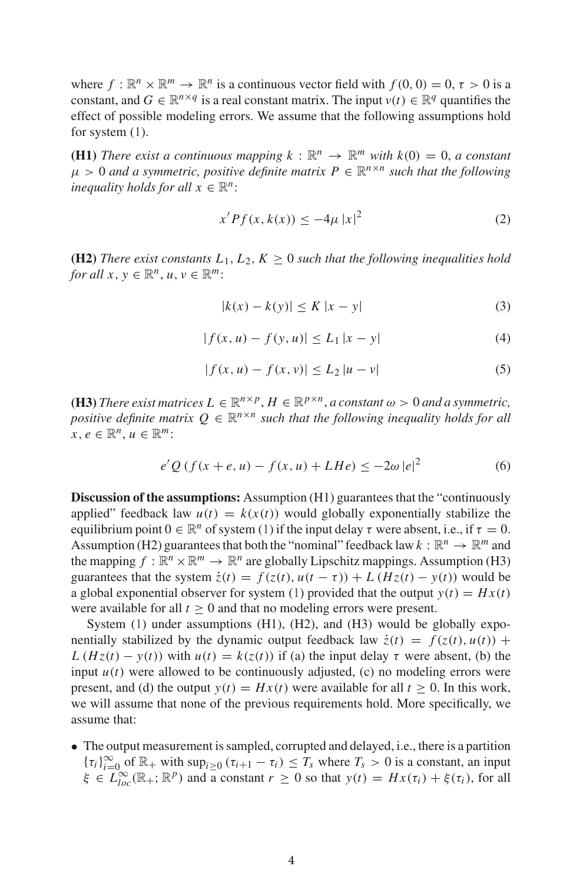where $f : \mathbb{R}^n \times \mathbb{R}^m \to \mathbb{R}^n$ is a continuous vector field with $f(0, 0) = 0$, $\tau > 0$ is a constant, and $G \in \mathbb{R}^{n \times q}$ is a real constant matrix. The input $v(t) \in \mathbb{R}^q$ quantifies the effect of possible modeling errors. We assume that the following assumptions hold for system (1).

**(H1)** *There exist a continuous mapping $k : \mathbb{R}^n \to \mathbb{R}^m$ with $k(0) = 0$, a constant $\mu > 0$ and a symmetric, positive definite matrix $P \in \mathbb{R}^{n \times n}$ such that the following inequality holds for all $x \in \mathbb{R}^n$:*

$$x' P f(x, k(x)) \leq -4\mu \, |x|^2 \tag{2}$$

**(H2)** *There exist constants $L_1, L_2, K \geq 0$ such that the following inequalities hold for all $x, y \in \mathbb{R}^n$, $u, v \in \mathbb{R}^m$:*

$$|k(x) - k(y)| \leq K \, |x - y| \tag{3}$$

$$|f(x, u) - f(y, u)| \leq L_1 \, |x - y| \tag{4}$$

$$|f(x, u) - f(x, v)| \leq L_2 \, |u - v| \tag{5}$$

**(H3)** *There exist matrices $L \in \mathbb{R}^{n \times p}$, $H \in \mathbb{R}^{p \times n}$, a constant $\omega > 0$ and a symmetric, positive definite matrix $Q \in \mathbb{R}^{n \times n}$ such that the following inequality holds for all $x, e \in \mathbb{R}^n$, $u \in \mathbb{R}^m$:*

$$e' Q \left( f(x + e, u) - f(x, u) + LHe \right) \leq -2\omega \, |e|^2 \tag{6}$$

**Discussion of the assumptions:** Assumption (H1) guarantees that the "continuously applied" feedback law $u(t) = k(x(t))$ would globally exponentially stabilize the equilibrium point $0 \in \mathbb{R}^n$ of system (1) if the input delay $\tau$ were absent, i.e., if $\tau = 0$. Assumption (H2) guarantees that both the "nominal" feedback law $k : \mathbb{R}^n \to \mathbb{R}^m$ and the mapping $f : \mathbb{R}^n \times \mathbb{R}^m \to \mathbb{R}^n$ are globally Lipschitz mappings. Assumption (H3) guarantees that the system $\dot{z}(t) = f(z(t), u(t - \tau)) + L\,(Hz(t) - y(t))$ would be a global exponential observer for system (1) provided that the output $y(t) = Hx(t)$ were available for all $t \geq 0$ and that no modeling errors were present.

System (1) under assumptions (H1), (H2), and (H3) would be globally exponentially stabilized by the dynamic output feedback law $\dot{z}(t) = f(z(t), u(t)) + L\,(Hz(t) - y(t))$ with $u(t) = k(z(t))$ if (a) the input delay $\tau$ were absent, (b) the input $u(t)$ were allowed to be continuously adjusted, (c) no modeling errors were present, and (d) the output $y(t) = Hx(t)$ were available for all $t \geq 0$. In this work, we will assume that none of the previous requirements hold. More specifically, we assume that:

- The output measurement is sampled, corrupted and delayed, i.e., there is a partition $\{\tau_i\}_{i=0}^{\infty}$ of $\mathbb{R}_+$ with $\sup_{i \geq 0} (\tau_{i+1} - \tau_i) \leq T_s$ where $T_s > 0$ is a constant, an input $\xi \in L^{\infty}_{loc}(\mathbb{R}_+; \mathbb{R}^p)$ and a constant $r \geq 0$ so that $y(t) = Hx(\tau_i) + \xi(\tau_i)$, for all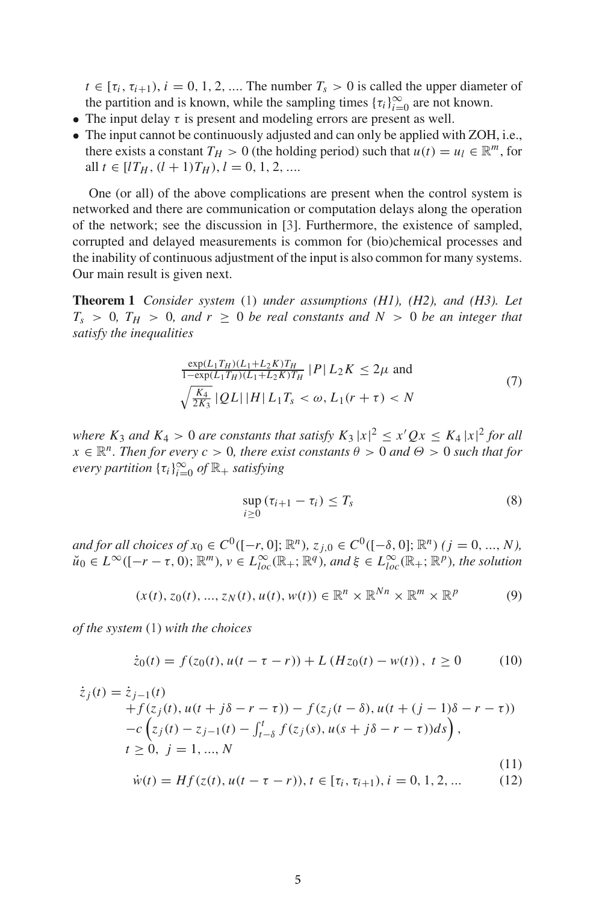$t \in [\tau_i, \tau_{i+1})$, $i = 0, 1, 2, ....$ The number $T_s > 0$ is called the upper diameter of the partition and is known, while the sampling times $\{\tau_i\}_{i=0}^{\infty}$ are not known.

- The input delay $\tau$ is present and modeling errors are present as well.
- The input cannot be continuously adjusted and can only be applied with ZOH, i.e., there exists a constant $T_H > 0$ (the holding period) such that $u(t) = u_l \in \mathbb{R}^m$, for all $t \in [lT_H, (l+1)T_H)$, $l = 0, 1, 2, ....$

One (or all) of the above complications are present when the control system is networked and there are communication or computation delays along the operation of the network; see the discussion in [3]. Furthermore, the existence of sampled, corrupted and delayed measurements is common for (bio)chemical processes and the inability of continuous adjustment of the input is also common for many systems. Our main result is given next.

**Theorem 1** *Consider system* (1) *under assumptions (H1), (H2), and (H3). Let $T_s > 0$, $T_H > 0$, and $r \geq 0$ be real constants and $N > 0$ be an integer that satisfy the inequalities*

$$\begin{gathered}\frac{\exp(L_1 T_H)(L_1+L_2K)T_H}{1-\exp(L_1 T_H)(L_1+L_2K)T_H}\,|P|\,L_2 K \leq 2\mu \text{ and} \\ \sqrt{\frac{K_4}{2K_3}}\,|QL|\,|H|\,L_1 T_s < \omega,\; L_1(r+\tau) < N\end{gathered} \tag{7}$$

*where $K_3$ and $K_4 > 0$ are constants that satisfy $K_3 |x|^2 \leq x'Qx \leq K_4 |x|^2$ for all $x \in \mathbb{R}^n$. Then for every $c > 0$, there exist constants $\theta > 0$ and $\Theta > 0$ such that for every partition $\{\tau_i\}_{i=0}^{\infty}$ of $\mathbb{R}_+$ satisfying*

$$\sup_{i \geq 0} (\tau_{i+1} - \tau_i) \leq T_s \tag{8}$$

*and for all choices of $x_0 \in C^0([-r, 0]; \mathbb{R}^n)$, $z_{j,0} \in C^0([-\delta, 0]; \mathbb{R}^n)$ ($j = 0, ..., N$), $\breve{u}_0 \in L^\infty([-r-\tau, 0); \mathbb{R}^m)$, $v \in L^\infty_{loc}(\mathbb{R}_+; \mathbb{R}^q)$, and $\xi \in L^\infty_{loc}(\mathbb{R}_+; \mathbb{R}^p)$, the solution*

$$(x(t), z_0(t), ..., z_N(t), u(t), w(t)) \in \mathbb{R}^n \times \mathbb{R}^{Nn} \times \mathbb{R}^m \times \mathbb{R}^p \tag{9}$$

*of the system* (1) *with the choices*

$$\dot{z}_0(t) = f(z_0(t), u(t-\tau-r)) + L\left(Hz_0(t) - w(t)\right),\; t \geq 0 \tag{10}$$

$$\begin{aligned}\dot{z}_j(t) = &\ \dot{z}_{j-1}(t) \\ &+ f(z_j(t), u(t+j\delta-r-\tau)) - f(z_j(t-\delta), u(t+(j-1)\delta-r-\tau)) \\ &- c\left(z_j(t) - z_{j-1}(t) - \int_{t-\delta}^{t} f(z_j(s), u(s+j\delta-r-\tau))ds\right), \\ &t \geq 0,\; j = 1, ..., N\end{aligned} \tag{11}$$

$$\dot{w}(t) = Hf(z(t), u(t-\tau-r)),\; t \in [\tau_i, \tau_{i+1}),\; i = 0, 1, 2, ... \tag{12}$$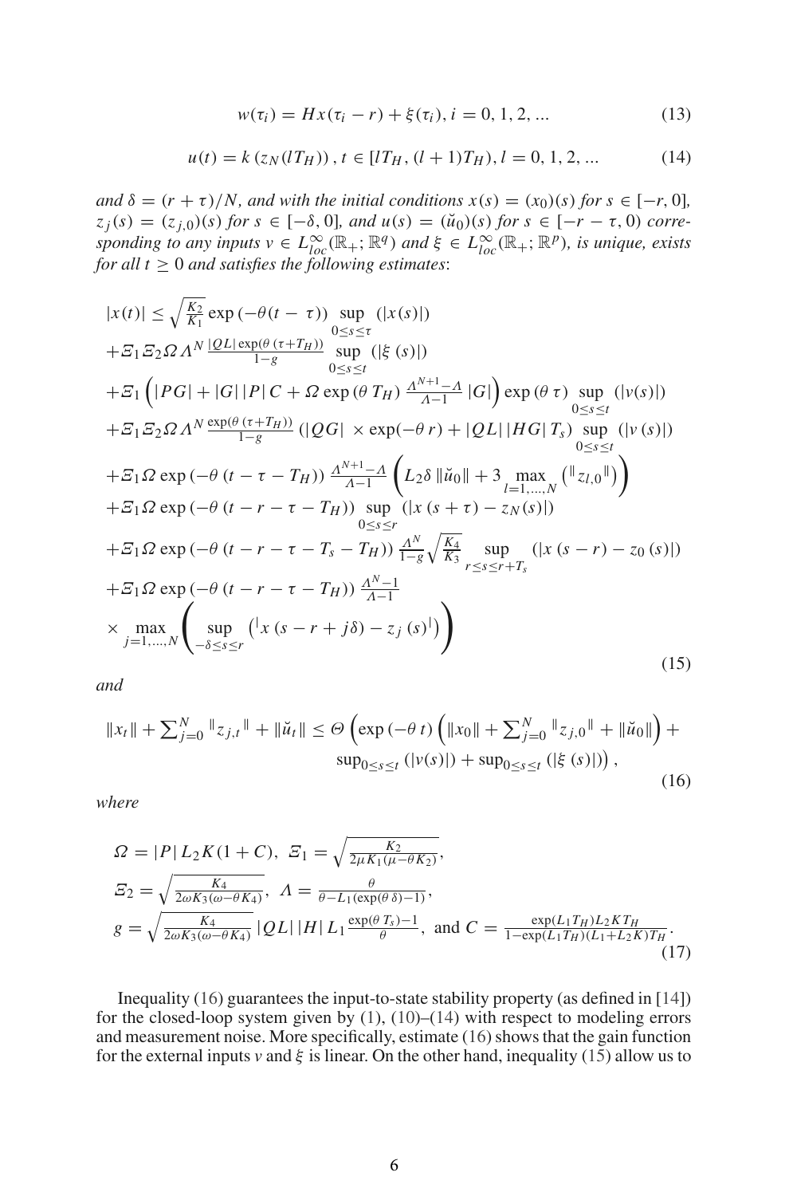$$w(\tau_i) = Hx(\tau_i - r) + \xi(\tau_i), i = 0, 1, 2, ... \tag{13}$$

$$u(t) = k\left(z_N(lT_H)\right), t \in [lT_H, (l+1)T_H), l = 0, 1, 2, ... \tag{14}$$

*and* $\delta = (r+\tau)/N$, *and with the initial conditions* $x(s) = (x_0)(s)$ *for* $s \in [-r, 0]$, $z_j(s) = (z_{j,0})(s)$ *for* $s \in [-\delta, 0]$, *and* $u(s) = (\breve{u}_0)(s)$ *for* $s \in [-r-\tau, 0)$ *corresponding to any inputs* $v \in L^\infty_{loc}(\mathbb{R}_+; \mathbb{R}^q)$ *and* $\xi \in L^\infty_{loc}(\mathbb{R}_+; \mathbb{R}^p)$, *is unique, exists for all* $t \geq 0$ *and satisfies the following estimates*:

$$\begin{aligned}
&|x(t)| \leq \sqrt{\tfrac{K_2}{K_1}} \exp\left(-\theta(t-\tau)\right) \sup_{0\leq s\leq \tau} (|x(s)|) \\
&+ \Xi_1 \Xi_2 \Omega \Lambda^N \tfrac{|QL| \exp(\theta(\tau+T_H))}{1-g} \sup_{0\leq s\leq t} (|\xi(s)|) \\
&+ \Xi_1 \left(|PG| + |G|\,|P|\,C + \Omega \exp(\theta T_H) \tfrac{\Lambda^{N+1}-\Lambda}{\Lambda-1} |G|\right) \exp(\theta\tau) \sup_{0\leq s\leq t} (|v(s)|) \\
&+ \Xi_1 \Xi_2 \Omega \Lambda^N \tfrac{\exp(\theta(\tau+T_H))}{1-g} \left(|QG| \times \exp(-\theta r) + |QL|\,|HG|\,T_s\right) \sup_{0\leq s\leq t} (|v(s)|) \\
&+ \Xi_1 \Omega \exp\left(-\theta(t-\tau-T_H)\right) \tfrac{\Lambda^{N+1}-\Lambda}{\Lambda-1} \left(L_2 \delta \|\breve{u}_0\| + 3 \max_{l=1,\ldots,N} \left(\|z_{l,0}\|\right)\right) \\
&+ \Xi_1 \Omega \exp\left(-\theta(t-r-\tau-T_H)\right) \sup_{0\leq s\leq r} \left(|x(s+\tau) - z_N(s)|\right) \\
&+ \Xi_1 \Omega \exp\left(-\theta(t-r-\tau-T_s-T_H)\right) \tfrac{\Lambda^N}{1-g} \sqrt{\tfrac{K_4}{K_3}} \sup_{r\leq s\leq r+T_s} \left(|x(s-r) - z_0(s)|\right) \\
&+ \Xi_1 \Omega \exp\left(-\theta(t-r-\tau-T_H)\right) \tfrac{\Lambda^N-1}{\Lambda-1} \\
&\times \max_{j=1,\ldots,N} \left( \sup_{-\delta\leq s\leq r} \left(|x(s-r+j\delta) - z_j(s)|\right)\right)
\end{aligned} \tag{15}$$

*and*

$$\begin{aligned}
\|x_t\| + \textstyle\sum_{j=0}^N \|z_{j,t}\| + \|\breve{u}_t\| \leq \Theta \Big( &\exp(-\theta t)\left(\|x_0\| + \textstyle\sum_{j=0}^N \|z_{j,0}\| + \|\breve{u}_0\|\right) + \\
&\sup_{0\leq s\leq t}(|v(s)|) + \sup_{0\leq s\leq t}(|\xi(s)|)\Big),
\end{aligned} \tag{16}$$

*where*

$$\begin{aligned}
&\Omega = |P|\, L_2 K(1+C), \;\; \Xi_1 = \sqrt{\tfrac{K_2}{2\mu K_1(\mu-\theta K_2)}}, \\
&\Xi_2 = \sqrt{\tfrac{K_4}{2\omega K_3(\omega-\theta K_4)}}, \;\; \Lambda = \tfrac{\theta}{\theta - L_1(\exp(\theta\delta)-1)}, \\
&g = \sqrt{\tfrac{K_4}{2\omega K_3(\omega-\theta K_4)}}\, |QL|\,|H|\, L_1 \tfrac{\exp(\theta T_s)-1}{\theta}, \text{ and } C = \tfrac{\exp(L_1 T_H) L_2 K T_H}{1-\exp(L_1 T_H)(L_1+L_2 K) T_H}.
\end{aligned} \tag{17}$$

Inequality (16) guarantees the input-to-state stability property (as defined in [14]) for the closed-loop system given by (1), (10)–(14) with respect to modeling errors and measurement noise. More specifically, estimate (16) shows that the gain function for the external inputs $v$ and $\xi$ is linear. On the other hand, inequality (15) allow us to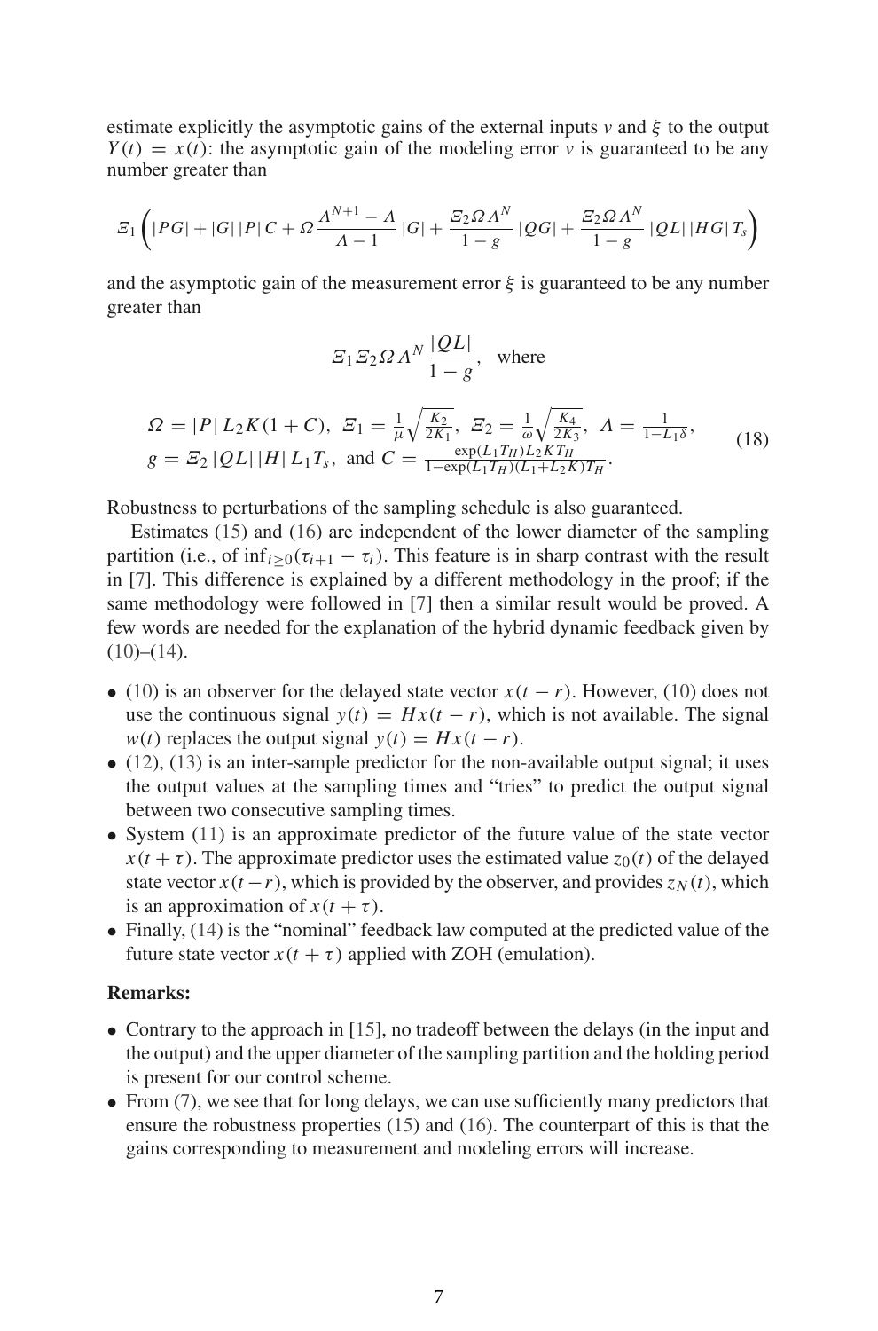estimate explicitly the asymptotic gains of the external inputs $v$ and $\xi$ to the output $Y(t) = x(t)$: the asymptotic gain of the modeling error $v$ is guaranteed to be any number greater than

$$\Xi_1 \left( |PG| + |G| \, |P| \, C + \Omega \frac{\Lambda^{N+1} - \Lambda}{\Lambda - 1} |G| + \frac{\Xi_2 \Omega \Lambda^N}{1-g} |QG| + \frac{\Xi_2 \Omega \Lambda^N}{1-g} |QL| \, |HG| \, T_s \right)$$

and the asymptotic gain of the measurement error $\xi$ is guaranteed to be any number greater than

$$\Xi_1 \Xi_2 \Omega \Lambda^N \frac{|QL|}{1-g}, \quad \text{where}$$

$$\begin{aligned} &\Omega = |P| \, L_2 K(1+C), \; \Xi_1 = \frac{1}{\mu}\sqrt{\frac{K_2}{2K_1}}, \; \Xi_2 = \frac{1}{\omega}\sqrt{\frac{K_4}{2K_3}}, \; \Lambda = \frac{1}{1-L_1\delta}, \\ &g = \Xi_2 \, |QL| \, |H| \, L_1 T_s, \text{ and } C = \frac{\exp(L_1 T_H) L_2 K T_H}{1-\exp(L_1 T_H)(L_1+L_2 K) T_H}. \end{aligned} \tag{18}$$

Robustness to perturbations of the sampling schedule is also guaranteed.

Estimates (15) and (16) are independent of the lower diameter of the sampling partition (i.e., of $\inf_{i \geq 0}(\tau_{i+1} - \tau_i)$. This feature is in sharp contrast with the result in [7]. This difference is explained by a different methodology in the proof; if the same methodology were followed in [7] then a similar result would be proved. A few words are needed for the explanation of the hybrid dynamic feedback given by (10)–(14).

- (10) is an observer for the delayed state vector $x(t-r)$. However, (10) does not use the continuous signal $y(t) = Hx(t-r)$, which is not available. The signal $w(t)$ replaces the output signal $y(t) = Hx(t-r)$.
- (12), (13) is an inter-sample predictor for the non-available output signal; it uses the output values at the sampling times and "tries" to predict the output signal between two consecutive sampling times.
- System (11) is an approximate predictor of the future value of the state vector $x(t+\tau)$. The approximate predictor uses the estimated value $z_0(t)$ of the delayed state vector $x(t-r)$, which is provided by the observer, and provides $z_N(t)$, which is an approximation of $x(t+\tau)$.
- Finally, (14) is the "nominal" feedback law computed at the predicted value of the future state vector $x(t+\tau)$ applied with ZOH (emulation).

**Remarks:**

- Contrary to the approach in [15], no tradeoff between the delays (in the input and the output) and the upper diameter of the sampling partition and the holding period is present for our control scheme.
- From (7), we see that for long delays, we can use sufficiently many predictors that ensure the robustness properties (15) and (16). The counterpart of this is that the gains corresponding to measurement and modeling errors will increase.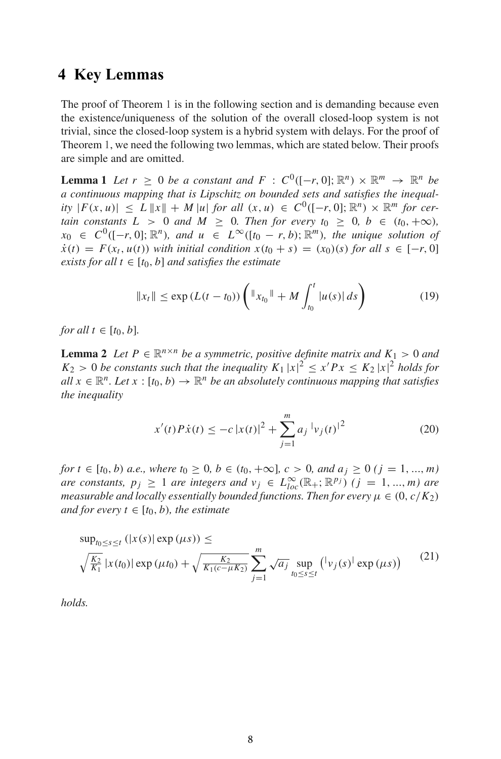## 4 Key Lemmas

The proof of Theorem 1 is in the following section and is demanding because even the existence/uniqueness of the solution of the overall closed-loop system is not trivial, since the closed-loop system is a hybrid system with delays. For the proof of Theorem 1, we need the following two lemmas, which are stated below. Their proofs are simple and are omitted.

**Lemma 1** *Let $r \geq 0$ be a constant and $F : C^0([-r,0];\mathbb{R}^n) \times \mathbb{R}^m \to \mathbb{R}^n$ be a continuous mapping that is Lipschitz on bounded sets and satisfies the inequality $|F(x,u)| \leq L\|x\| + M|u|$ for all $(x,u) \in C^0([-r,0];\mathbb{R}^n) \times \mathbb{R}^m$ for certain constants $L > 0$ and $M \geq 0$. Then for every $t_0 \geq 0$, $b \in (t_0,+\infty)$, $x_0 \in C^0([-r,0];\mathbb{R}^n)$, and $u \in L^\infty([t_0-r,b);\mathbb{R}^m)$, the unique solution of $\dot{x}(t) = F(x_t, u(t))$ with initial condition $x(t_0+s) = (x_0)(s)$ for all $s \in [-r,0]$ exists for all $t \in [t_0,b]$ and satisfies the estimate*

$$\|x_t\| \leq \exp(L(t-t_0))\left(\|x_{t_0}\| + M\int_{t_0}^{t}|u(s)|\,ds\right) \tag{19}$$

*for all $t \in [t_0,b]$.*

**Lemma 2** *Let $P \in \mathbb{R}^{n\times n}$ be a symmetric, positive definite matrix and $K_1 > 0$ and $K_2 > 0$ be constants such that the inequality $K_1|x|^2 \leq x'Px \leq K_2|x|^2$ holds for all $x \in \mathbb{R}^n$. Let $x : [t_0,b) \to \mathbb{R}^n$ be an absolutely continuous mapping that satisfies the inequality*

$$x'(t)P\dot{x}(t) \leq -c|x(t)|^2 + \sum_{j=1}^{m} a_j |v_j(t)|^2 \tag{20}$$

*for $t \in [t_0,b)$ a.e., where $t_0 \geq 0$, $b \in (t_0,+\infty]$, $c > 0$, and $a_j \geq 0$ $(j = 1,...,m)$ are constants, $p_j \geq 1$ are integers and $v_j \in L^\infty_{loc}(\mathbb{R}_+;\mathbb{R}^{p_j})$ $(j = 1,...,m)$ are measurable and locally essentially bounded functions. Then for every $\mu \in (0, c/K_2)$ and for every $t \in [t_0,b)$, the estimate*

$$\begin{aligned}&\sup_{t_0\leq s\leq t}\left(|x(s)|\exp(\mu s)\right) \leq \\ &\sqrt{\tfrac{K_2}{K_1}}\,|x(t_0)|\exp(\mu t_0) + \sqrt{\tfrac{K_2}{K_1(c-\mu K_2)}}\sum_{j=1}^{m}\sqrt{a_j}\sup_{t_0\leq s\leq t}\left(|v_j(s)|\exp(\mu s)\right)\end{aligned} \tag{21}$$

*holds.*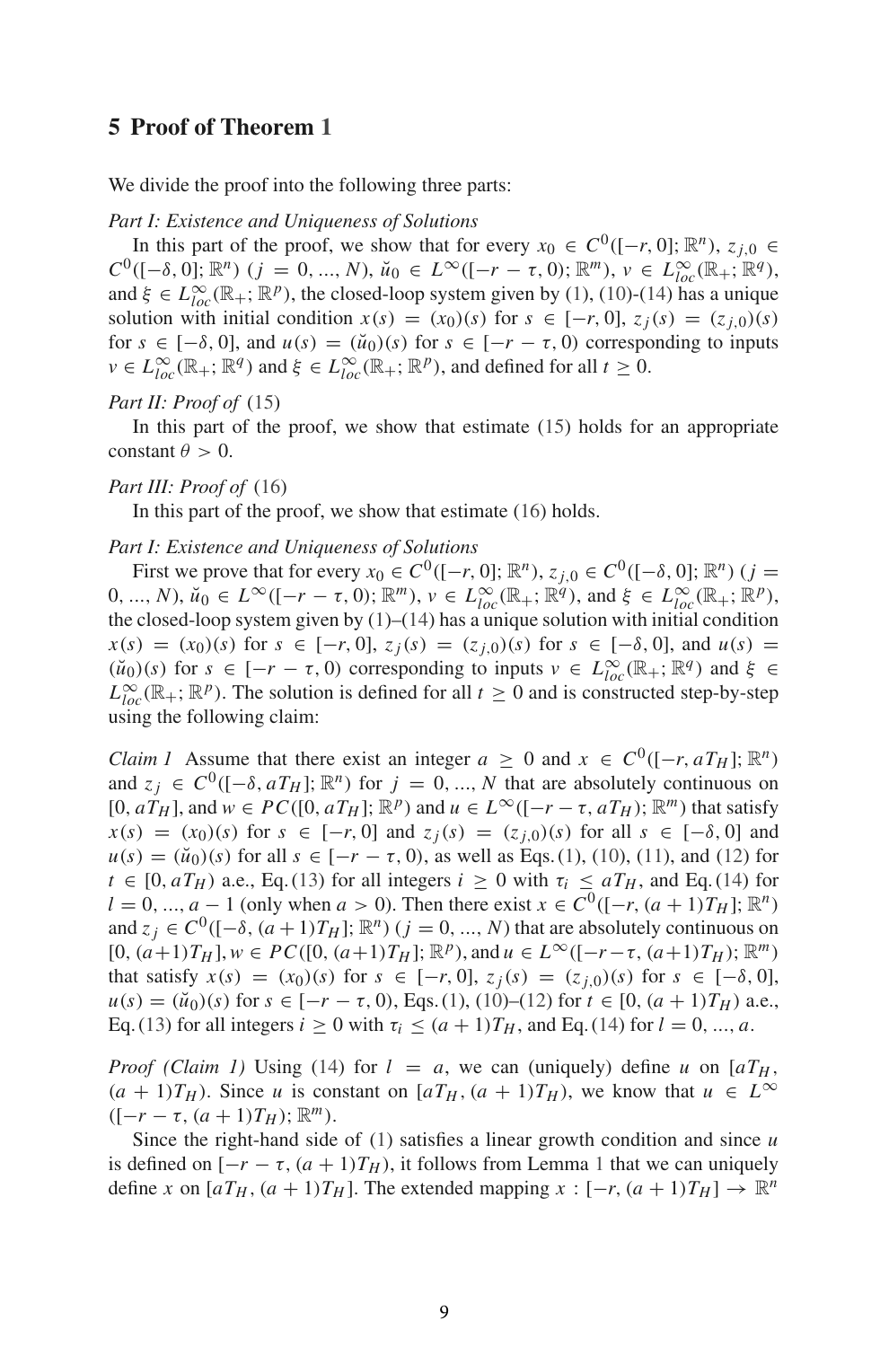## 5 Proof of Theorem 1

We divide the proof into the following three parts:

*Part I: Existence and Uniqueness of Solutions*

In this part of the proof, we show that for every $x_0 \in C^0([-r, 0]; \mathbb{R}^n)$, $z_{j,0} \in C^0([-\delta, 0]; \mathbb{R}^n)$ $(j = 0, ..., N)$, $\breve{u}_0 \in L^\infty([-r - \tau, 0); \mathbb{R}^m)$, $v \in L^\infty_{loc}(\mathbb{R}_+; \mathbb{R}^q)$, and $\xi \in L^\infty_{loc}(\mathbb{R}_+; \mathbb{R}^p)$, the closed-loop system given by (1), (10)-(14) has a unique solution with initial condition $x(s) = (x_0)(s)$ for $s \in [-r, 0]$, $z_j(s) = (z_{j,0})(s)$ for $s \in [-\delta, 0]$, and $u(s) = (\breve{u}_0)(s)$ for $s \in [-r - \tau, 0)$ corresponding to inputs $v \in L^\infty_{loc}(\mathbb{R}_+; \mathbb{R}^q)$ and $\xi \in L^\infty_{loc}(\mathbb{R}_+; \mathbb{R}^p)$, and defined for all $t \geq 0$.

*Part II: Proof of* (15)

In this part of the proof, we show that estimate (15) holds for an appropriate constant $\theta > 0$.

*Part III: Proof of* (16)

In this part of the proof, we show that estimate (16) holds.

*Part I: Existence and Uniqueness of Solutions*

First we prove that for every $x_0 \in C^0([-r, 0]; \mathbb{R}^n)$, $z_{j,0} \in C^0([-\delta, 0]; \mathbb{R}^n)$ $(j = 0, ..., N)$, $\breve{u}_0 \in L^\infty([-r - \tau, 0); \mathbb{R}^m)$, $v \in L^\infty_{loc}(\mathbb{R}_+; \mathbb{R}^q)$, and $\xi \in L^\infty_{loc}(\mathbb{R}_+; \mathbb{R}^p)$, the closed-loop system given by (1)–(14) has a unique solution with initial condition $x(s) = (x_0)(s)$ for $s \in [-r, 0]$, $z_j(s) = (z_{j,0})(s)$ for $s \in [-\delta, 0]$, and $u(s) = (\breve{u}_0)(s)$ for $s \in [-r - \tau, 0)$ corresponding to inputs $v \in L^\infty_{loc}(\mathbb{R}_+; \mathbb{R}^q)$ and $\xi \in L^\infty_{loc}(\mathbb{R}_+; \mathbb{R}^p)$. The solution is defined for all $t \geq 0$ and is constructed step-by-step using the following claim:

*Claim 1* Assume that there exist an integer $a \geq 0$ and $x \in C^0([-r, aT_H]; \mathbb{R}^n)$ and $z_j \in C^0([-\delta, aT_H]; \mathbb{R}^n)$ for $j = 0, ..., N$ that are absolutely continuous on $[0, aT_H]$, and $w \in PC([0, aT_H]; \mathbb{R}^p)$ and $u \in L^\infty([-r - \tau, aT_H); \mathbb{R}^m)$ that satisfy $x(s) = (x_0)(s)$ for $s \in [-r, 0]$ and $z_j(s) = (z_{j,0})(s)$ for all $s \in [-\delta, 0]$ and $u(s) = (\breve{u}_0)(s)$ for all $s \in [-r - \tau, 0)$, as well as Eqs. (1), (10), (11), and (12) for $t \in [0, aT_H)$ a.e., Eq. (13) for all integers $i \geq 0$ with $\tau_i \leq aT_H$, and Eq. (14) for $l = 0, ..., a - 1$ (only when $a > 0$). Then there exist $x \in C^0([-r, (a + 1)T_H]; \mathbb{R}^n)$ and $z_j \in C^0([-\delta, (a + 1)T_H]; \mathbb{R}^n)$ $(j = 0, ..., N)$ that are absolutely continuous on $[0, (a+1)T_H]$, $w \in PC([0, (a+1)T_H]; \mathbb{R}^p)$, and $u \in L^\infty([-r-\tau, (a+1)T_H); \mathbb{R}^m)$ that satisfy $x(s) = (x_0)(s)$ for $s \in [-r, 0]$, $z_j(s) = (z_{j,0})(s)$ for $s \in [-\delta, 0]$, $u(s) = (\breve{u}_0)(s)$ for $s \in [-r - \tau, 0)$, Eqs. (1), (10)–(12) for $t \in [0, (a + 1)T_H)$ a.e., Eq. (13) for all integers $i \geq 0$ with $\tau_i \leq (a + 1)T_H$, and Eq. (14) for $l = 0, ..., a$.

*Proof (Claim 1)* Using (14) for $l = a$, we can (uniquely) define $u$ on $[aT_H, (a + 1)T_H)$. Since $u$ is constant on $[aT_H, (a + 1)T_H)$, we know that $u \in L^\infty([-r - \tau, (a + 1)T_H); \mathbb{R}^m)$.

Since the right-hand side of (1) satisfies a linear growth condition and since $u$ is defined on $[-r - \tau, (a + 1)T_H)$, it follows from Lemma 1 that we can uniquely define $x$ on $[aT_H, (a + 1)T_H]$. The extended mapping $x : [-r, (a + 1)T_H] \to \mathbb{R}^n$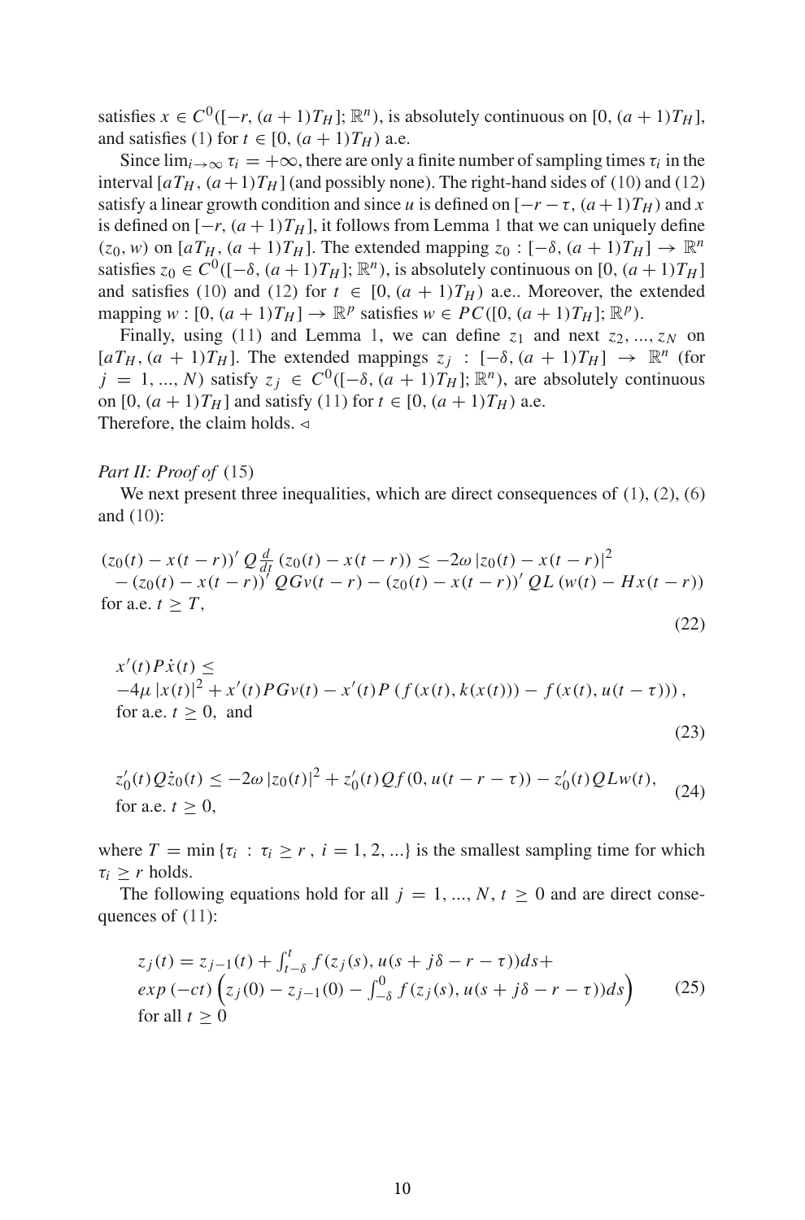satisfies $x \in C^0([-r, (a+1)T_H]; \mathbb{R}^n)$, is absolutely continuous on $[0, (a+1)T_H]$, and satisfies (1) for $t \in [0, (a+1)T_H)$ a.e.

Since $\lim_{i\to\infty} \tau_i = +\infty$, there are only a finite number of sampling times $\tau_i$ in the interval $[aT_H, (a+1)T_H]$ (and possibly none). The right-hand sides of (10) and (12) satisfy a linear growth condition and since $u$ is defined on $[-r-\tau, (a+1)T_H)$ and $x$ is defined on $[-r, (a+1)T_H]$, it follows from Lemma 1 that we can uniquely define $(z_0, w)$ on $[aT_H, (a+1)T_H]$. The extended mapping $z_0 : [-\delta, (a+1)T_H] \to \mathbb{R}^n$ satisfies $z_0 \in C^0([-\delta, (a+1)T_H]; \mathbb{R}^n)$, is absolutely continuous on $[0, (a+1)T_H]$ and satisfies (10) and (12) for $t \in [0, (a+1)T_H)$ a.e.. Moreover, the extended mapping $w : [0, (a+1)T_H] \to \mathbb{R}^p$ satisfies $w \in PC([0, (a+1)T_H]; \mathbb{R}^p)$.

Finally, using (11) and Lemma 1, we can define $z_1$ and next $z_2, ..., z_N$ on $[aT_H, (a+1)T_H]$. The extended mappings $z_j : [-\delta, (a+1)T_H] \to \mathbb{R}^n$ (for $j = 1, ..., N$) satisfy $z_j \in C^0([-\delta, (a+1)T_H]; \mathbb{R}^n)$, are absolutely continuous on $[0, (a+1)T_H]$ and satisfy (11) for $t \in [0, (a+1)T_H)$ a.e.
Therefore, the claim holds. $\triangleleft$

*Part II: Proof of* (15)

We next present three inequalities, which are direct consequences of (1), (2), (6) and (10):

$$
\begin{aligned}
&(z_0(t) - x(t-r))' Q \tfrac{d}{dt} (z_0(t) - x(t-r)) \le -2\omega\, |z_0(t) - x(t-r)|^2 \\
&\quad - (z_0(t) - x(t-r))' QGv(t-r) - (z_0(t) - x(t-r))' QL\, (w(t) - Hx(t-r)) \\
&\text{for a.e. } t \ge T,
\end{aligned}
\tag{22}
$$

$$
\begin{aligned}
&x'(t) P\dot{x}(t) \le \\
&-4\mu\, |x(t)|^2 + x'(t) PGv(t) - x'(t) P\, (f(x(t), k(x(t))) - f(x(t), u(t-\tau))), \\
&\text{for a.e. } t \ge 0, \text{ and}
\end{aligned}
\tag{23}
$$

$$
\begin{aligned}
&z_0'(t) Q\dot{z}_0(t) \le -2\omega\, |z_0(t)|^2 + z_0'(t) Qf(0, u(t-r-\tau)) - z_0'(t) QLw(t), \\
&\text{for a.e. } t \ge 0,
\end{aligned}
\tag{24}
$$

where $T = \min\{\tau_i : \tau_i \ge r,\ i = 1, 2, ...\}$ is the smallest sampling time for which $\tau_i \ge r$ holds.

The following equations hold for all $j = 1, ..., N$, $t \ge 0$ and are direct consequences of (11):

$$
\begin{aligned}
&z_j(t) = z_{j-1}(t) + \int_{t-\delta}^{t} f(z_j(s), u(s + j\delta - r - \tau))ds + \\
&exp\,(-ct) \left( z_j(0) - z_{j-1}(0) - \int_{-\delta}^{0} f(z_j(s), u(s + j\delta - r - \tau))ds \right) \\
&\text{for all } t \ge 0
\end{aligned}
\tag{25}
$$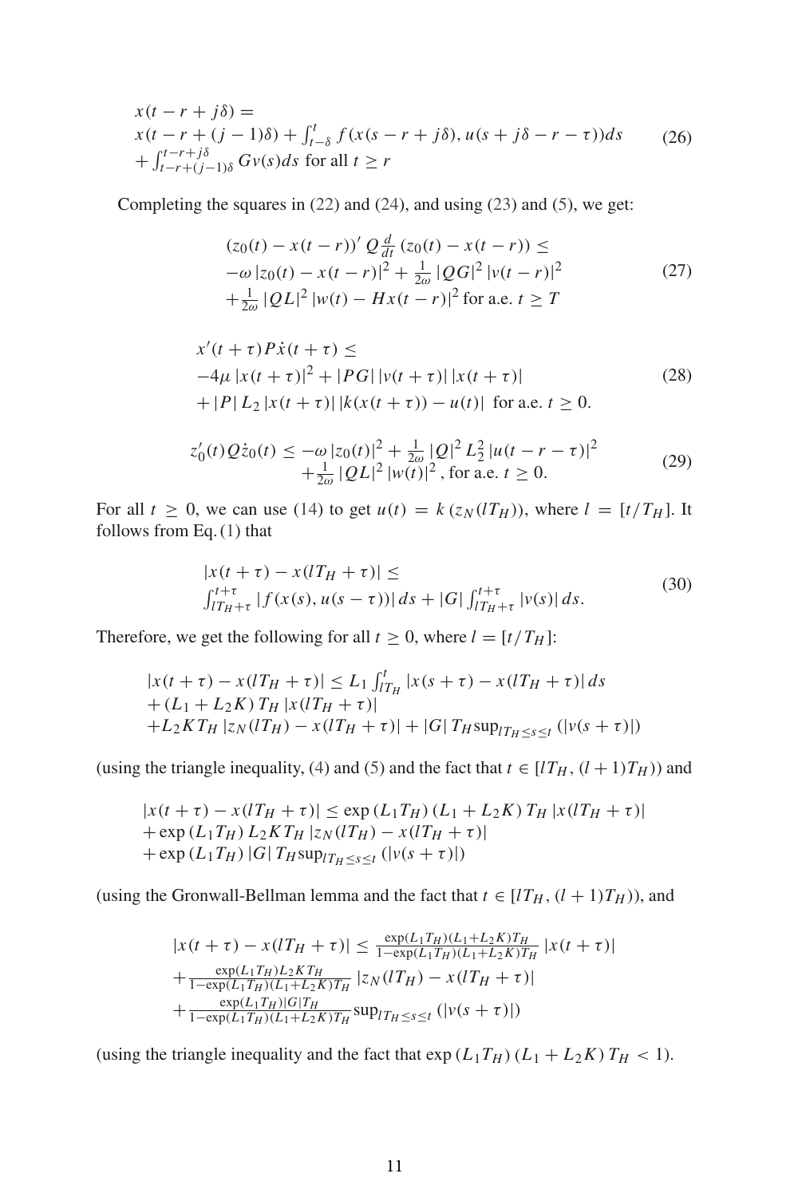$$
\begin{aligned}
&x(t-r+j\delta) = \\
&x(t-r+(j-1)\delta) + \int_{t-\delta}^{t} f(x(s-r+j\delta), u(s+j\delta-r-\tau))ds \\
&+ \int_{t-r+(j-1)\delta}^{t-r+j\delta} Gv(s)ds \text{ for all } t \geq r
\end{aligned}
\tag{26}
$$

Completing the squares in (22) and (24), and using (23) and (5), we get:

$$
\begin{aligned}
&(z_0(t) - x(t-r))' Q \tfrac{d}{dt} (z_0(t) - x(t-r)) \leq \\
&-\omega |z_0(t) - x(t-r)|^2 + \tfrac{1}{2\omega} |QG|^2 |v(t-r)|^2 \\
&+ \tfrac{1}{2\omega} |QL|^2 |w(t) - Hx(t-r)|^2 \text{ for a.e. } t \geq T
\end{aligned}
\tag{27}
$$

$$
\begin{aligned}
&x'(t+\tau) P \dot{x}(t+\tau) \leq \\
&-4\mu |x(t+\tau)|^2 + |PG| |v(t+\tau)| |x(t+\tau)| \\
&+ |P| L_2 |x(t+\tau)| |k(x(t+\tau)) - u(t)| \text{ for a.e. } t \geq 0.
\end{aligned}
\tag{28}
$$

$$
\begin{aligned}
z_0'(t) Q \dot{z}_0(t) \leq -\omega |z_0(t)|^2 + \tfrac{1}{2\omega} |Q|^2 L_2^2 |u(t-r-\tau)|^2 \\
+ \tfrac{1}{2\omega} |QL|^2 |w(t)|^2, \text{ for a.e. } t \geq 0.
\end{aligned}
\tag{29}
$$

For all $t \geq 0$, we can use (14) to get $u(t) = k(z_N(lT_H))$, where $l = [t/T_H]$. It follows from Eq. (1) that

$$
\begin{aligned}
&|x(t+\tau) - x(lT_H+\tau)| \leq \\
&\int_{lT_H+\tau}^{t+\tau} |f(x(s), u(s-\tau))| ds + |G| \int_{lT_H+\tau}^{t+\tau} |v(s)| ds.
\end{aligned}
\tag{30}
$$

Therefore, we get the following for all $t \geq 0$, where $l = [t/T_H]$:

$$
\begin{aligned}
&|x(t+\tau) - x(lT_H+\tau)| \leq L_1 \int_{lT_H}^{t} |x(s+\tau) - x(lT_H+\tau)| ds \\
&+ (L_1 + L_2 K) T_H |x(lT_H+\tau)| \\
&+ L_2 K T_H |z_N(lT_H) - x(lT_H+\tau)| + |G| T_H \sup_{lT_H \leq s \leq t} (|v(s+\tau)|)
\end{aligned}
$$

(using the triangle inequality, (4) and (5) and the fact that $t \in [lT_H, (l+1)T_H)$) and

$$
\begin{aligned}
&|x(t+\tau) - x(lT_H+\tau)| \leq \exp(L_1 T_H)(L_1 + L_2 K) T_H |x(lT_H+\tau)| \\
&+ \exp(L_1 T_H) L_2 K T_H |z_N(lT_H) - x(lT_H+\tau)| \\
&+ \exp(L_1 T_H) |G| T_H \sup_{lT_H \leq s \leq t} (|v(s+\tau)|)
\end{aligned}
$$

(using the Gronwall-Bellman lemma and the fact that $t \in [lT_H, (l+1)T_H)$), and

$$
\begin{aligned}
&|x(t+\tau) - x(lT_H+\tau)| \leq \tfrac{\exp(L_1 T_H)(L_1 + L_2 K) T_H}{1 - \exp(L_1 T_H)(L_1 + L_2 K) T_H} |x(t+\tau)| \\
&+ \tfrac{\exp(L_1 T_H) L_2 K T_H}{1 - \exp(L_1 T_H)(L_1 + L_2 K) T_H} |z_N(lT_H) - x(lT_H+\tau)| \\
&+ \tfrac{\exp(L_1 T_H) |G| T_H}{1 - \exp(L_1 T_H)(L_1 + L_2 K) T_H} \sup_{lT_H \leq s \leq t} (|v(s+\tau)|)
\end{aligned}
$$

(using the triangle inequality and the fact that $\exp(L_1 T_H)(L_1 + L_2 K) T_H < 1$).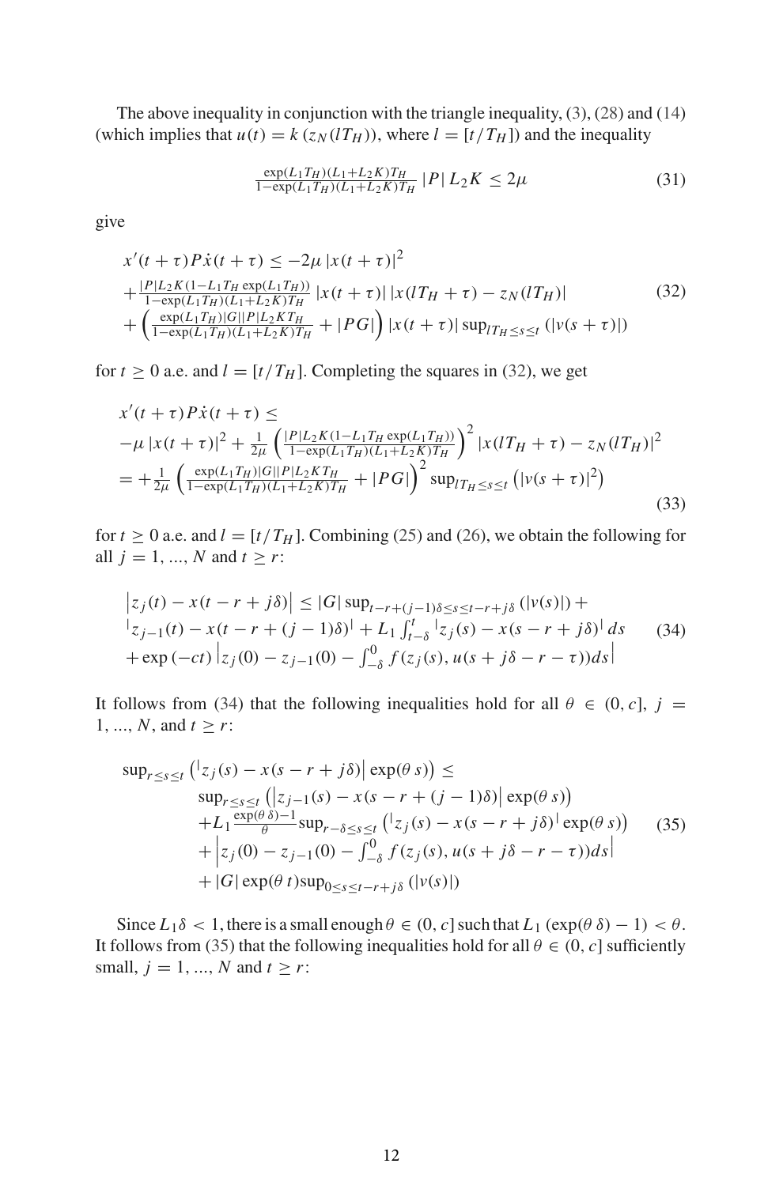The above inequality in conjunction with the triangle inequality, (3), (28) and (14) (which implies that $u(t) = k\left(z_N(lT_H)\right)$, where $l = [t/T_H]$) and the inequality

$$\frac{\exp(L_1 T_H)(L_1 + L_2 K)T_H}{1-\exp(L_1 T_H)(L_1+L_2K)T_H} |P| L_2 K \leq 2\mu \tag{31}$$

give

$$\begin{aligned}
&x'(t+\tau)P\dot{x}(t+\tau) \leq -2\mu\,|x(t+\tau)|^2 \\
&+\tfrac{|P|L_2K(1-L_1T_H\exp(L_1T_H))}{1-\exp(L_1T_H)(L_1+L_2K)T_H}\,|x(t+\tau)|\,|x(lT_H+\tau)-z_N(lT_H)| \\
&+\left(\tfrac{\exp(L_1T_H)|G||P|L_2KT_H}{1-\exp(L_1T_H)(L_1+L_2K)T_H}+|PG|\right)|x(t+\tau)|\sup_{lT_H\leq s\leq t}\left(|v(s+\tau)|\right)
\end{aligned}\tag{32}$$

for $t \geq 0$ a.e. and $l = [t/T_H]$. Completing the squares in (32), we get

$$\begin{aligned}
&x'(t+\tau)P\dot{x}(t+\tau) \leq \\
&-\mu\,|x(t+\tau)|^2 + \tfrac{1}{2\mu}\left(\tfrac{|P|L_2K(1-L_1T_H\exp(L_1T_H))}{1-\exp(L_1T_H)(L_1+L_2K)T_H}\right)^2|x(lT_H+\tau)-z_N(lT_H)|^2 \\
&= +\tfrac{1}{2\mu}\left(\tfrac{\exp(L_1T_H)|G||P|L_2KT_H}{1-\exp(L_1T_H)(L_1+L_2K)T_H}+|PG|\right)^2\sup_{lT_H\leq s\leq t}\left(|v(s+\tau)|^2\right)
\end{aligned}\tag{33}$$

for $t \geq 0$ a.e. and $l = [t/T_H]$. Combining (25) and (26), we obtain the following for all $j = 1, ..., N$ and $t \geq r$:

$$\begin{aligned}
&\left|z_j(t) - x(t-r+j\delta)\right| \leq |G|\sup_{t-r+(j-1)\delta\leq s\leq t-r+j\delta}\left(|v(s)|\right) + \\
&\left|z_{j-1}(t) - x(t-r+(j-1)\delta)\right| + L_1\int_{t-\delta}^{t}\left|z_j(s)-x(s-r+j\delta)\right|ds \\
&+\exp(-ct)\left|z_j(0)-z_{j-1}(0)-\int_{-\delta}^{0}f(z_j(s),u(s+j\delta-r-\tau))ds\right|
\end{aligned}\tag{34}$$

It follows from (34) that the following inequalities hold for all $\theta \in (0, c]$, $j = 1, ..., N$, and $t \geq r$:

$$\begin{aligned}
\sup_{r\leq s\leq t}&\left(\left|z_j(s)-x(s-r+j\delta)\right|\exp(\theta s)\right) \leq \\
&\sup_{r\leq s\leq t}\left(\left|z_{j-1}(s)-x(s-r+(j-1)\delta)\right|\exp(\theta s)\right) \\
&+L_1\tfrac{\exp(\theta\delta)-1}{\theta}\sup_{r-\delta\leq s\leq t}\left(\left|z_j(s)-x(s-r+j\delta)\right|\exp(\theta s)\right) \\
&+\left|z_j(0)-z_{j-1}(0)-\int_{-\delta}^{0}f(z_j(s),u(s+j\delta-r-\tau))ds\right| \\
&+|G|\exp(\theta t)\sup_{0\leq s\leq t-r+j\delta}\left(|v(s)|\right)
\end{aligned}\tag{35}$$

Since $L_1\delta < 1$, there is a small enough $\theta \in (0, c]$ such that $L_1(\exp(\theta\delta) - 1) < \theta$. It follows from (35) that the following inequalities hold for all $\theta \in (0, c]$ sufficiently small, $j = 1, ..., N$ and $t \geq r$: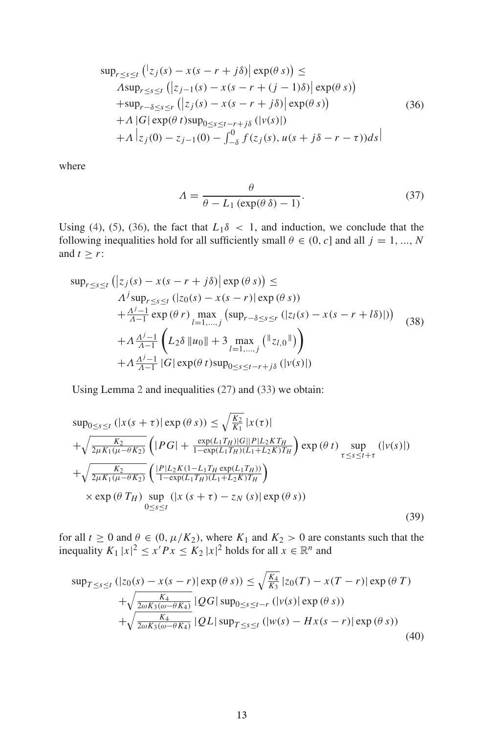$$
\begin{aligned}
&\sup_{r \le s \le t} \left( \left| z_j(s) - x(s - r + j\delta) \right| \exp(\theta s) \right) \le \\
&\quad \Lambda \sup_{r \le s \le t} \left( \left| z_{j-1}(s) - x(s - r + (j-1)\delta) \right| \exp(\theta s) \right) \\
&\quad + \sup_{r - \delta \le s \le r} \left( \left| z_j(s) - x(s - r + j\delta) \right| \exp(\theta s) \right) \\
&\quad + \Lambda \left| G \right| \exp(\theta t) \sup_{0 \le s \le t - r + j\delta} \left( \left| v(s) \right| \right) \\
&\quad + \Lambda \left| z_j(0) - z_{j-1}(0) - \int_{-\delta}^{0} f(z_j(s), u(s + j\delta - r - \tau)) ds \right|
\end{aligned}
\tag{36}
$$

where

$$
\Lambda = \frac{\theta}{\theta - L_1 \left( \exp(\theta \delta) - 1 \right)}. \tag{37}
$$

Using (4), (5), (36), the fact that $L_1 \delta < 1$, and induction, we conclude that the following inequalities hold for all sufficiently small $\theta \in (0, c]$ and all $j = 1, \ldots, N$ and $t \ge r$:

$$
\begin{aligned}
&\sup_{r \le s \le t} \left( \left| z_j(s) - x(s - r + j\delta) \right| \exp(\theta s) \right) \le \\
&\quad \Lambda^j \sup_{r \le s \le t} \left( \left| z_0(s) - x(s - r) \right| \exp(\theta s) \right) \\
&\quad + \frac{\Lambda^j - 1}{\Lambda - 1} \exp(\theta r) \max_{l = 1, \ldots, j} \left( \sup_{r - \delta \le s \le r} \left( \left| z_l(s) - x(s - r + l\delta) \right| \right) \right) \\
&\quad + \Lambda \frac{\Lambda^j - 1}{\Lambda - 1} \left( L_2 \delta \left\| u_0 \right\| + 3 \max_{l = 1, \ldots, j} \left( \left\| z_{l,0} \right\| \right) \right) \\
&\quad + \Lambda \frac{\Lambda^j - 1}{\Lambda - 1} \left| G \right| \exp(\theta t) \sup_{0 \le s \le t - r + j\delta} \left( \left| v(s) \right| \right)
\end{aligned}
\tag{38}
$$

Using Lemma 2 and inequalities (27) and (33) we obtain:

$$
\begin{aligned}
&\sup_{0 \le s \le t} \left( \left| x(s + \tau) \right| \exp(\theta s) \right) \le \sqrt{\frac{K_2}{K_1}} \left| x(\tau) \right| \\
&+ \sqrt{\frac{K_2}{2\mu K_1 (\mu - \theta K_2)}} \left( \left| PG \right| + \frac{\exp(L_1 T_H) \left| G \right| \left| P \right| L_2 K T_H}{1 - \exp(L_1 T_H)(L_1 + L_2 K) T_H} \right) \exp(\theta t) \sup_{\tau \le s \le t + \tau} \left( \left| v(s) \right| \right) \\
&+ \sqrt{\frac{K_2}{2\mu K_1 (\mu - \theta K_2)}} \left( \frac{\left| P \right| L_2 K (1 - L_1 T_H \exp(L_1 T_H))}{1 - \exp(L_1 T_H)(L_1 + L_2 K) T_H} \right) \\
&\quad \times \exp(\theta T_H) \sup_{0 \le s \le t} \left( \left| x(s + \tau) - z_N(s) \right| \exp(\theta s) \right)
\end{aligned}
\tag{39}
$$

for all $t \ge 0$ and $\theta \in (0, \mu / K_2)$, where $K_1$ and $K_2 > 0$ are constants such that the inequality $K_1 \left| x \right|^2 \le x' P x \le K_2 \left| x \right|^2$ holds for all $x \in \mathbb{R}^n$ and

$$
\begin{aligned}
&\sup_{T \le s \le t} \left( \left| z_0(s) - x(s - r) \right| \exp(\theta s) \right) \le \sqrt{\frac{K_4}{K_3}} \left| z_0(T) - x(T - r) \right| \exp(\theta T) \\
&\quad + \sqrt{\frac{K_4}{2\omega K_3 (\omega - \theta K_4)}} \left| QG \right| \sup_{0 \le s \le t - r} \left( \left| v(s) \right| \exp(\theta s) \right) \\
&\quad + \sqrt{\frac{K_4}{2\omega K_3 (\omega - \theta K_4)}} \left| QL \right| \sup_{T \le s \le t} \left( \left| w(s) - H x(s - r) \right| \exp(\theta s) \right)
\end{aligned}
\tag{40}
$$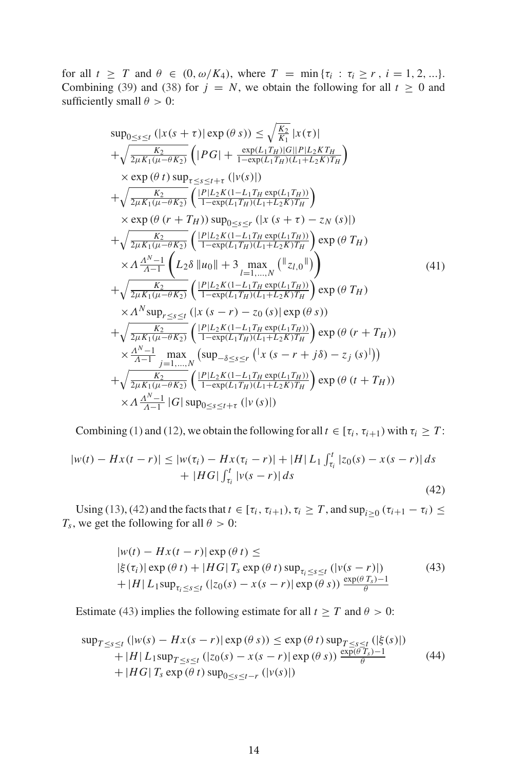for all $t \geq T$ and $\theta \in (0, \omega/K_4)$, where $T = \min\{\tau_i : \tau_i \geq r,\ i = 1, 2, ...\}$. Combining (39) and (38) for $j = N$, we obtain the following for all $t \geq 0$ and sufficiently small $\theta > 0$:

$$
\begin{aligned}
&\sup_{0 \leq s \leq t} \left(|x(s+\tau)| \exp(\theta s)\right) \leq \sqrt{\tfrac{K_2}{K_1}}\, |x(\tau)| \\
&+ \sqrt{\tfrac{K_2}{2\mu K_1(\mu - \theta K_2)}} \left(|PG| + \tfrac{\exp(L_1 T_H)|G||P|L_2 K T_H}{1 - \exp(L_1 T_H)(L_1 + L_2 K) T_H}\right) \\
&\quad \times \exp(\theta t) \sup_{\tau \leq s \leq t+\tau} (|v(s)|) \\
&+ \sqrt{\tfrac{K_2}{2\mu K_1(\mu - \theta K_2)}} \left(\tfrac{|P| L_2 K (1 - L_1 T_H \exp(L_1 T_H))}{1 - \exp(L_1 T_H)(L_1 + L_2 K) T_H}\right) \\
&\quad \times \exp(\theta (r + T_H)) \sup_{0 \leq s \leq r} \left(|x(s+\tau) - z_N(s)|\right) \\
&+ \sqrt{\tfrac{K_2}{2\mu K_1(\mu - \theta K_2)}} \left(\tfrac{|P| L_2 K (1 - L_1 T_H \exp(L_1 T_H))}{1 - \exp(L_1 T_H)(L_1 + L_2 K) T_H}\right) \exp(\theta T_H) \\
&\quad \times \Lambda \tfrac{\Lambda^N - 1}{\Lambda - 1} \left(L_2 \delta \|u_0\| + 3 \max_{l=1,\ldots,N} \left(\|z_{l,0}\|\right)\right) \\
&+ \sqrt{\tfrac{K_2}{2\mu K_1(\mu - \theta K_2)}} \left(\tfrac{|P| L_2 K (1 - L_1 T_H \exp(L_1 T_H))}{1 - \exp(L_1 T_H)(L_1 + L_2 K) T_H}\right) \exp(\theta T_H) \\
&\quad \times \Lambda^N \sup_{r \leq s \leq t} \left(|x(s - r) - z_0(s)| \exp(\theta s)\right) \\
&+ \sqrt{\tfrac{K_2}{2\mu K_1(\mu - \theta K_2)}} \left(\tfrac{|P| L_2 K (1 - L_1 T_H \exp(L_1 T_H))}{1 - \exp(L_1 T_H)(L_1 + L_2 K) T_H}\right) \exp(\theta (r + T_H)) \\
&\quad \times \tfrac{\Lambda^N - 1}{\Lambda - 1} \max_{j=1,\ldots,N} \left(\sup_{-\delta \leq s \leq r} \left(|x(s - r + j\delta) - z_j(s)|\right)\right) \\
&+ \sqrt{\tfrac{K_2}{2\mu K_1(\mu - \theta K_2)}} \left(\tfrac{|P| L_2 K (1 - L_1 T_H \exp(L_1 T_H))}{1 - \exp(L_1 T_H)(L_1 + L_2 K) T_H}\right) \exp(\theta (t + T_H)) \\
&\quad \times \Lambda \tfrac{\Lambda^N - 1}{\Lambda - 1} |G| \sup_{0 \leq s \leq t+\tau} (|v(s)|)
\end{aligned}
\tag{41}
$$

Combining (1) and (12), we obtain the following for all $t \in [\tau_i, \tau_{i+1})$ with $\tau_i \geq T$:

$$
\begin{aligned}
|w(t) - Hx(t - r)| \leq |w(\tau_i) - Hx(\tau_i - r)| + |H| L_1 \int_{\tau_i}^{t} |z_0(s) - x(s - r)|\, ds \\
+ |HG| \int_{\tau_i}^{t} |v(s - r)|\, ds
\end{aligned}
\tag{42}
$$

Using (13), (42) and the facts that $t \in [\tau_i, \tau_{i+1})$, $\tau_i \geq T$, and $\sup_{i \geq 0}(\tau_{i+1} - \tau_i) \leq T_s$, we get the following for all $\theta > 0$:

$$
\begin{aligned}
&|w(t) - Hx(t - r)| \exp(\theta t) \leq \\
&|\xi(\tau_i)| \exp(\theta t) + |HG| T_s \exp(\theta t) \sup_{\tau_i \leq s \leq t} (|v(s - r)|) \\
&+ |H| L_1 \sup_{\tau_i \leq s \leq t} \left(|z_0(s) - x(s - r)| \exp(\theta s)\right) \tfrac{\exp(\theta T_s) - 1}{\theta}
\end{aligned}
\tag{43}
$$

Estimate (43) implies the following estimate for all $t \geq T$ and $\theta > 0$:

$$
\begin{aligned}
\sup_{T \leq s \leq t} \left(|w(s) - Hx(s - r)| \exp(\theta s)\right) &\leq \exp(\theta t) \sup_{T \leq s \leq t} (|\xi(s)|) \\
&+ |H| L_1 \sup_{T \leq s \leq t} \left(|z_0(s) - x(s - r)| \exp(\theta s)\right) \tfrac{\exp(\theta T_s) - 1}{\theta} \\
&+ |HG| T_s \exp(\theta t) \sup_{0 \leq s \leq t - r} (|v(s)|)
\end{aligned}
\tag{44}
$$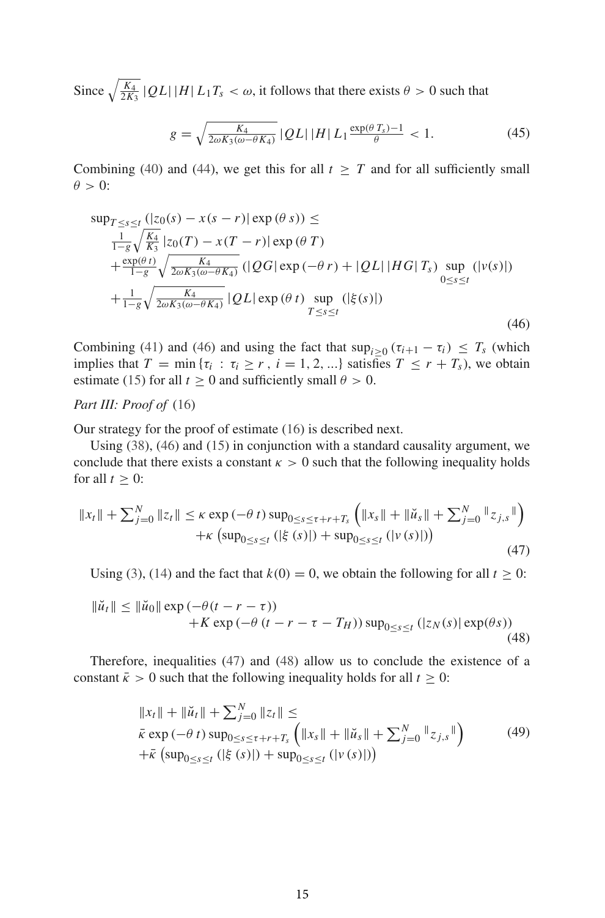Since $\sqrt{\frac{K_4}{2K_3}}\,|QL|\,|H|\,L_1 T_s < \omega$, it follows that there exists $\theta > 0$ such that

$$g = \sqrt{\frac{K_4}{2\omega K_3(\omega-\theta K_4)}}\,|QL|\,|H|\,L_1 \frac{\exp(\theta\,T_s)-1}{\theta} < 1. \tag{45}$$

Combining (40) and (44), we get this for all $t \geq T$ and for all sufficiently small $\theta > 0$:

$$\begin{array}{l}
\sup_{T\leq s\leq t}\left(|z_0(s)-x(s-r)|\exp(\theta\,s)\right) \leq \\
\quad \frac{1}{1-g}\sqrt{\frac{K_4}{K_3}}\,|z_0(T)-x(T-r)|\exp(\theta\,T) \\
\quad +\frac{\exp(\theta\,t)}{1-g}\sqrt{\frac{K_4}{2\omega K_3(\omega-\theta K_4)}}\left(|QG|\exp(-\theta\,r)+|QL|\,|HG|\,T_s\right)\sup\limits_{0\leq s\leq t}\left(|v(s)|\right) \\
\quad +\frac{1}{1-g}\sqrt{\frac{K_4}{2\omega K_3(\omega-\theta K_4)}}\,|QL|\exp(\theta\,t)\sup\limits_{T\leq s\leq t}\left(|\xi(s)|\right)
\end{array} \tag{46}$$

Combining (41) and (46) and using the fact that $\sup_{i\geq 0}(\tau_{i+1}-\tau_i) \leq T_s$ (which implies that $T = \min\{\tau_i : \tau_i \geq r\,,\, i = 1, 2, ...\}$ satisfies $T \leq r + T_s$), we obtain estimate (15) for all $t \geq 0$ and sufficiently small $\theta > 0$.

*Part III: Proof of* (16)

Our strategy for the proof of estimate (16) is described next.

Using (38), (46) and (15) in conjunction with a standard causality argument, we conclude that there exists a constant $\kappa > 0$ such that the following inequality holds for all $t \geq 0$:

$$\begin{array}{r}
\|x_t\| + \sum_{j=0}^{N}\|z_t\| \leq \kappa\exp(-\theta\,t)\sup_{0\leq s\leq \tau+r+T_s}\left(\|x_s\| + \|\breve{u}_s\| + \sum_{j=0}^{N}\|z_{j,s}\|\right) \\
+\kappa\left(\sup_{0\leq s\leq t}\left(|\xi\,(s)|\right)+\sup_{0\leq s\leq t}\left(|v\,(s)|\right)\right)
\end{array} \tag{47}$$

Using (3), (14) and the fact that $k(0) = 0$, we obtain the following for all $t \geq 0$:

$$\begin{array}{l}
\|\breve{u}_t\| \leq \|\breve{u}_0\|\exp(-\theta(t-r-\tau)) \\
\qquad\qquad +K\exp(-\theta\,(t-r-\tau-T_H))\sup_{0\leq s\leq t}\left(|z_N(s)|\exp(\theta s)\right)
\end{array} \tag{48}$$

Therefore, inequalities (47) and (48) allow us to conclude the existence of a constant $\bar{\kappa} > 0$ such that the following inequality holds for all $t \geq 0$:

$$\begin{array}{l}
\|x_t\| + \|\breve{u}_t\| + \sum_{j=0}^{N}\|z_t\| \leq \\
\bar{\kappa}\exp(-\theta\,t)\sup_{0\leq s\leq \tau+r+T_s}\left(\|x_s\| + \|\breve{u}_s\| + \sum_{j=0}^{N}\|z_{j,s}\|\right) \\
+\bar{\kappa}\left(\sup_{0\leq s\leq t}\left(|\xi\,(s)|\right)+\sup_{0\leq s\leq t}\left(|v\,(s)|\right)\right)
\end{array} \tag{49}$$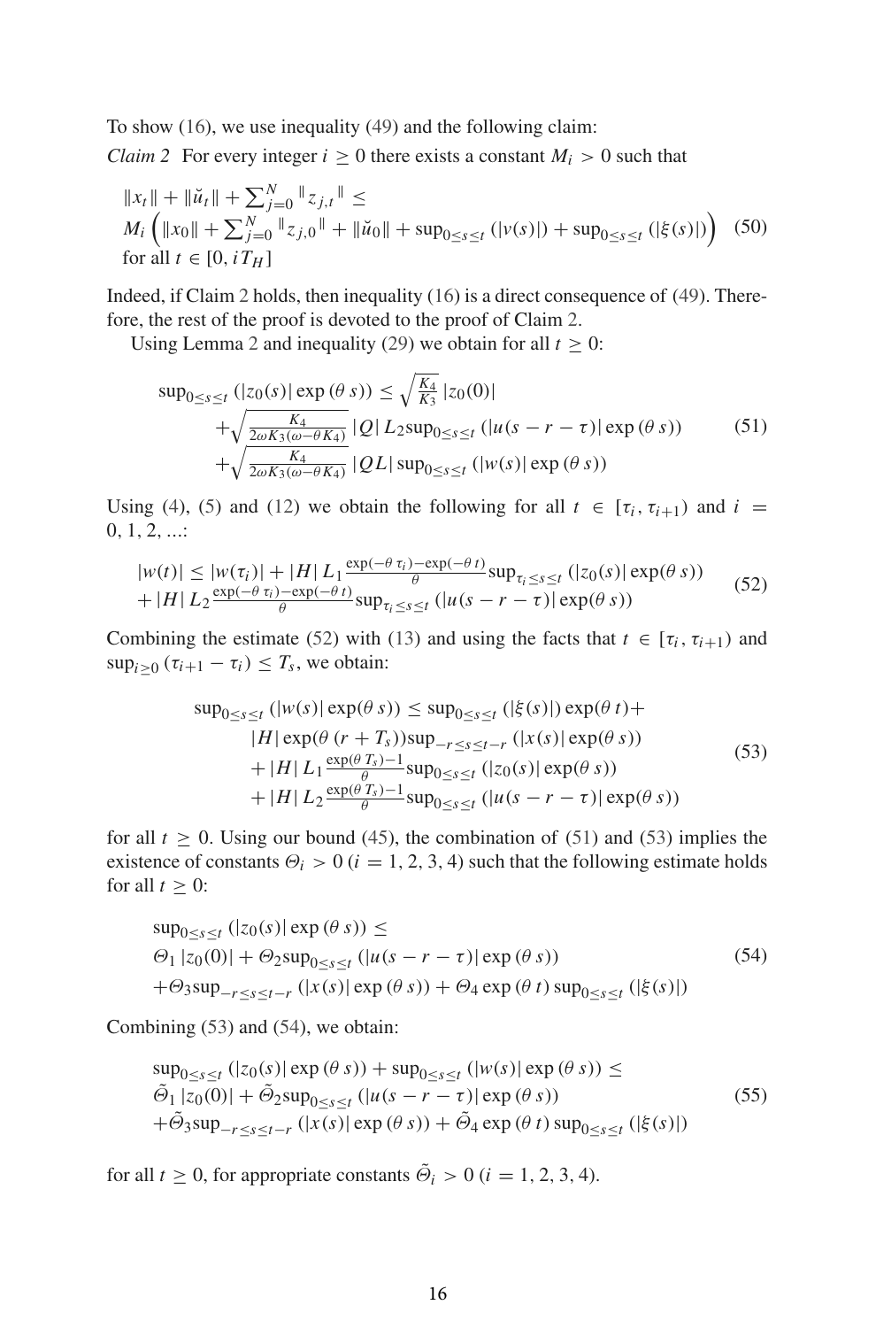To show (16), we use inequality (49) and the following claim:

*Claim 2* For every integer $i \geq 0$ there exists a constant $M_i > 0$ such that

$$\begin{aligned}
&\|x_t\| + \|\breve{u}_t\| + \sum_{j=0}^{N} \|z_{j,t}\| \leq \\
&M_i \left( \|x_0\| + \sum_{j=0}^{N} \|z_{j,0}\| + \|\breve{u}_0\| + \sup_{0\leq s\leq t} (|v(s)|) + \sup_{0\leq s\leq t} (|\xi(s)|) \right) \\
&\text{for all } t \in [0, iT_H]
\end{aligned} \tag{50}$$

Indeed, if Claim 2 holds, then inequality (16) is a direct consequence of (49). Therefore, the rest of the proof is devoted to the proof of Claim 2.

Using Lemma 2 and inequality (29) we obtain for all $t \geq 0$:

$$\begin{aligned}
\sup_{0\leq s\leq t} (|z_0(s)| \exp(\theta s)) &\leq \sqrt{\tfrac{K_4}{K_3}} |z_0(0)| \\
&+ \sqrt{\tfrac{K_4}{2\omega K_3(\omega - \theta K_4)}} |Q| L_2 \sup_{0\leq s\leq t} (|u(s-r-\tau)| \exp(\theta s)) \\
&+ \sqrt{\tfrac{K_4}{2\omega K_3(\omega - \theta K_4)}} |QL| \sup_{0\leq s\leq t} (|w(s)| \exp(\theta s))
\end{aligned} \tag{51}$$

Using (4), (5) and (12) we obtain the following for all $t \in [\tau_i, \tau_{i+1})$ and $i = 0, 1, 2, ...$:

$$\begin{aligned}
|w(t)| &\leq |w(\tau_i)| + |H| L_1 \tfrac{\exp(-\theta\tau_i) - \exp(-\theta t)}{\theta} \sup_{\tau_i \leq s\leq t} (|z_0(s)| \exp(\theta s)) \\
&+ |H| L_2 \tfrac{\exp(-\theta\tau_i) - \exp(-\theta t)}{\theta} \sup_{\tau_i \leq s\leq t} (|u(s-r-\tau)| \exp(\theta s))
\end{aligned} \tag{52}$$

Combining the estimate (52) with (13) and using the facts that $t \in [\tau_i, \tau_{i+1})$ and $\sup_{i\geq 0} (\tau_{i+1} - \tau_i) \leq T_s$, we obtain:

$$\begin{aligned}
\sup_{0\leq s\leq t} (|w(s)| \exp(\theta s)) &\leq \sup_{0\leq s\leq t} (|\xi(s)|) \exp(\theta t) + \\
&|H| \exp(\theta(r + T_s)) \sup_{-r\leq s\leq t-r} (|x(s)| \exp(\theta s)) \\
&+ |H| L_1 \tfrac{\exp(\theta T_s) - 1}{\theta} \sup_{0\leq s\leq t} (|z_0(s)| \exp(\theta s)) \\
&+ |H| L_2 \tfrac{\exp(\theta T_s) - 1}{\theta} \sup_{0\leq s\leq t} (|u(s-r-\tau)| \exp(\theta s))
\end{aligned} \tag{53}$$

for all $t \geq 0$. Using our bound (45), the combination of (51) and (53) implies the existence of constants $\Theta_i > 0$ $(i = 1, 2, 3, 4)$ such that the following estimate holds for all $t \geq 0$:

$$\begin{aligned}
&\sup_{0\leq s\leq t} (|z_0(s)| \exp(\theta s)) \leq \\
&\Theta_1 |z_0(0)| + \Theta_2 \sup_{0\leq s\leq t} (|u(s-r-\tau)| \exp(\theta s)) \\
&+ \Theta_3 \sup_{-r\leq s\leq t-r} (|x(s)| \exp(\theta s)) + \Theta_4 \exp(\theta t) \sup_{0\leq s\leq t} (|\xi(s)|)
\end{aligned} \tag{54}$$

Combining (53) and (54), we obtain:

$$\begin{aligned}
&\sup_{0\leq s\leq t} (|z_0(s)| \exp(\theta s)) + \sup_{0\leq s\leq t} (|w(s)| \exp(\theta s)) \leq \\
&\tilde{\Theta}_1 |z_0(0)| + \tilde{\Theta}_2 \sup_{0\leq s\leq t} (|u(s-r-\tau)| \exp(\theta s)) \\
&+ \tilde{\Theta}_3 \sup_{-r\leq s\leq t-r} (|x(s)| \exp(\theta s)) + \tilde{\Theta}_4 \exp(\theta t) \sup_{0\leq s\leq t} (|\xi(s)|)
\end{aligned} \tag{55}$$

for all $t \geq 0$, for appropriate constants $\tilde{\Theta}_i > 0$ $(i = 1, 2, 3, 4)$.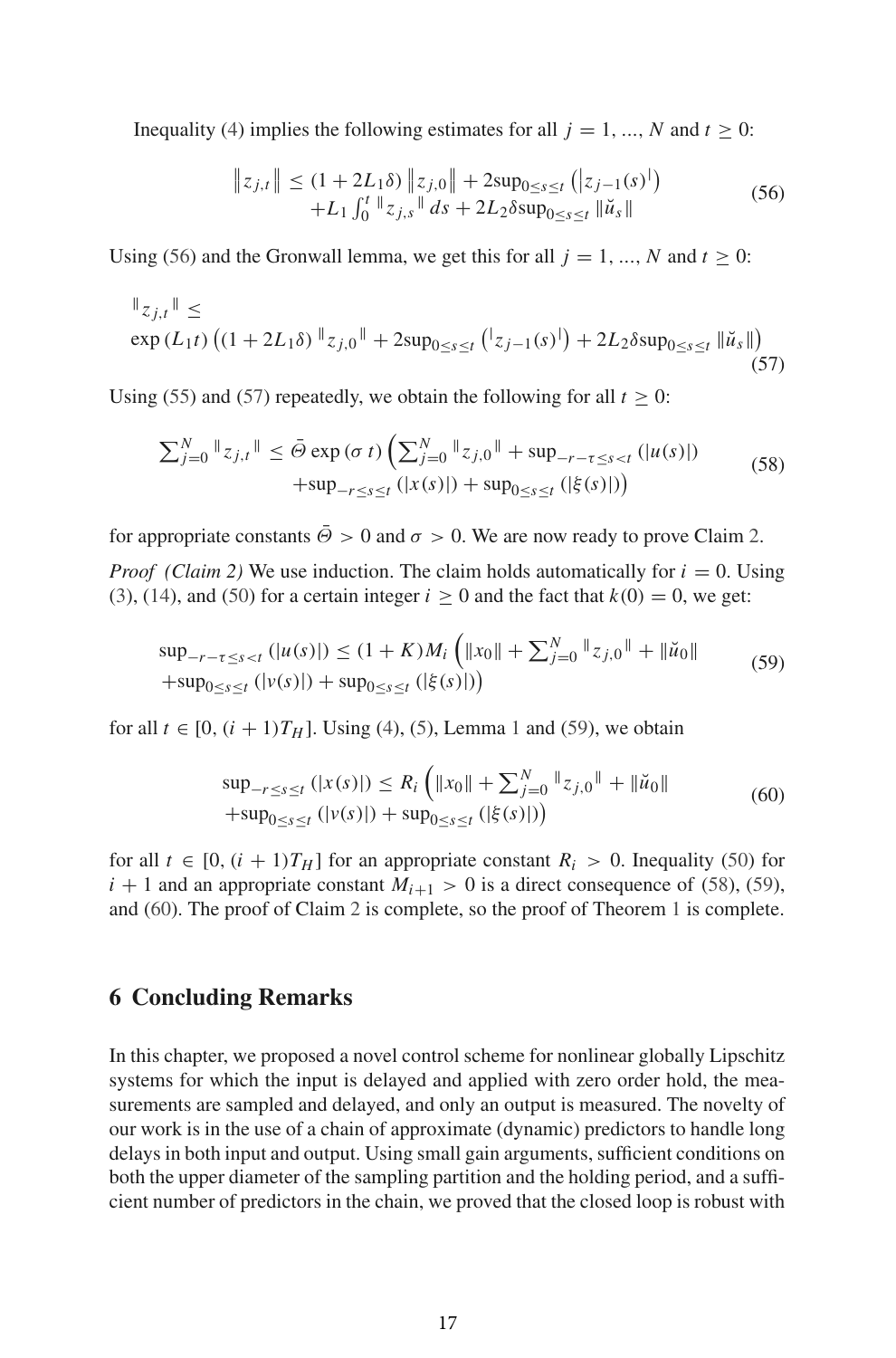Inequality (4) implies the following estimates for all $j = 1, ..., N$ and $t \geq 0$:

$$
\begin{aligned}
\left\| z_{j,t} \right\| \leq (1 + 2L_1\delta) \left\| z_{j,0} \right\| + 2\sup_{0 \leq s \leq t} \left( |z_{j-1}(s)| \right) \\
+ L_1 \int_0^t \| z_{j,s} \| \, ds + 2L_2\delta \sup_{0 \leq s \leq t} \| \breve{u}_s \|
\end{aligned}
\tag{56}
$$

Using (56) and the Gronwall lemma, we get this for all $j = 1, ..., N$ and $t \geq 0$:

$$
\begin{aligned}
&\| z_{j,t} \| \leq \\
&\exp(L_1 t) \left( (1 + 2L_1\delta) \| z_{j,0} \| + 2\sup_{0 \leq s \leq t} \left( |z_{j-1}(s)| \right) + 2L_2\delta \sup_{0 \leq s \leq t} \| \breve{u}_s \| \right)
\end{aligned}
\tag{57}
$$

Using (55) and (57) repeatedly, we obtain the following for all $t \geq 0$:

$$
\begin{aligned}
\sum_{j=0}^{N} \| z_{j,t} \| \leq \bar{\Theta} \exp(\sigma t) \Big( \sum_{j=0}^{N} \| z_{j,0} \| + \sup_{-r-\tau \leq s < t} (|u(s)|) \\
+ \sup_{-r \leq s \leq t} (|x(s)|) + \sup_{0 \leq s \leq t} (|\xi(s)|) \Big)
\end{aligned}
\tag{58}
$$

for appropriate constants $\bar{\Theta} > 0$ and $\sigma > 0$. We are now ready to prove Claim 2.

*Proof (Claim 2)* We use induction. The claim holds automatically for $i = 0$. Using (3), (14), and (50) for a certain integer $i \geq 0$ and the fact that $k(0) = 0$, we get:

$$
\begin{aligned}
&\sup_{-r-\tau \leq s < t} (|u(s)|) \leq (1 + K) M_i \Big( \|x_0\| + \sum_{j=0}^{N} \| z_{j,0} \| + \| \breve{u}_0 \| \\
&+ \sup_{0 \leq s \leq t} (|v(s)|) + \sup_{0 \leq s \leq t} (|\xi(s)|) \Big)
\end{aligned}
\tag{59}
$$

for all $t \in [0, (i+1)T_H]$. Using (4), (5), Lemma 1 and (59), we obtain

$$
\begin{aligned}
&\sup_{-r \leq s \leq t} (|x(s)|) \leq R_i \Big( \|x_0\| + \sum_{j=0}^{N} \| z_{j,0} \| + \| \breve{u}_0 \| \\
&+ \sup_{0 \leq s \leq t} (|v(s)|) + \sup_{0 \leq s \leq t} (|\xi(s)|) \Big)
\end{aligned}
\tag{60}
$$

for all $t \in [0, (i+1)T_H]$ for an appropriate constant $R_i > 0$. Inequality (50) for $i + 1$ and an appropriate constant $M_{i+1} > 0$ is a direct consequence of (58), (59), and (60). The proof of Claim 2 is complete, so the proof of Theorem 1 is complete.

## 6 Concluding Remarks

In this chapter, we proposed a novel control scheme for nonlinear globally Lipschitz systems for which the input is delayed and applied with zero order hold, the measurements are sampled and delayed, and only an output is measured. The novelty of our work is in the use of a chain of approximate (dynamic) predictors to handle long delays in both input and output. Using small gain arguments, sufficient conditions on both the upper diameter of the sampling partition and the holding period, and a sufficient number of predictors in the chain, we proved that the closed loop is robust with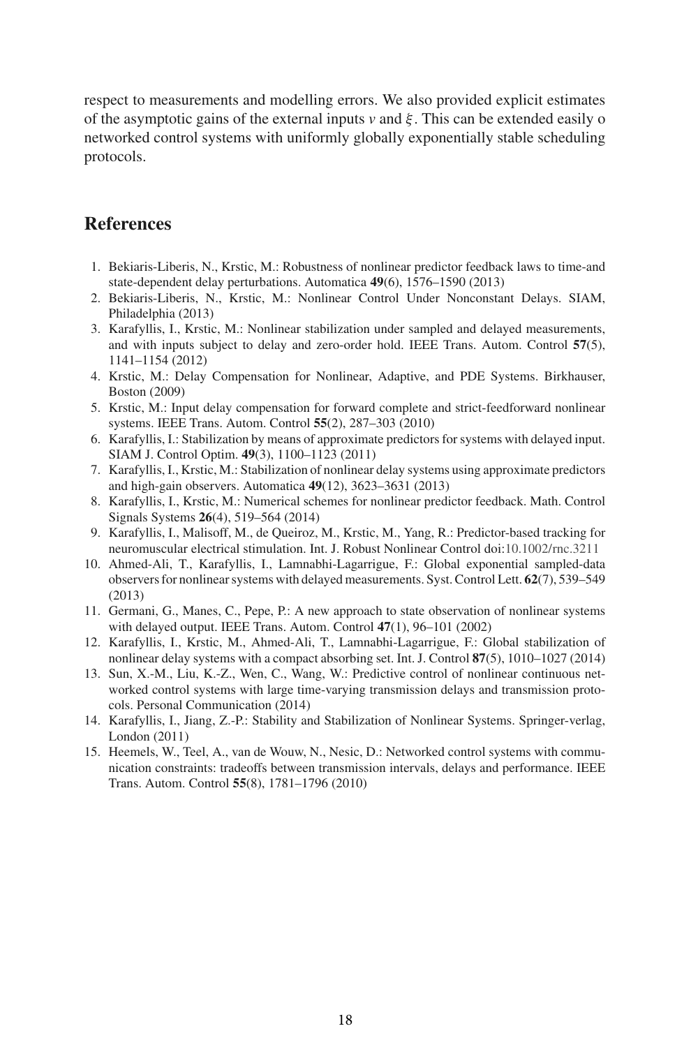respect to measurements and modelling errors. We also provided explicit estimates of the asymptotic gains of the external inputs $v$ and $\xi$. This can be extended easily o networked control systems with uniformly globally exponentially stable scheduling protocols.

## References

1. Bekiaris-Liberis, N., Krstic, M.: Robustness of nonlinear predictor feedback laws to time-and state-dependent delay perturbations. Automatica **49**(6), 1576–1590 (2013)
2. Bekiaris-Liberis, N., Krstic, M.: Nonlinear Control Under Nonconstant Delays. SIAM, Philadelphia (2013)
3. Karafyllis, I., Krstic, M.: Nonlinear stabilization under sampled and delayed measurements, and with inputs subject to delay and zero-order hold. IEEE Trans. Autom. Control **57**(5), 1141–1154 (2012)
4. Krstic, M.: Delay Compensation for Nonlinear, Adaptive, and PDE Systems. Birkhauser, Boston (2009)
5. Krstic, M.: Input delay compensation for forward complete and strict-feedforward nonlinear systems. IEEE Trans. Autom. Control **55**(2), 287–303 (2010)
6. Karafyllis, I.: Stabilization by means of approximate predictors for systems with delayed input. SIAM J. Control Optim. **49**(3), 1100–1123 (2011)
7. Karafyllis, I., Krstic, M.: Stabilization of nonlinear delay systems using approximate predictors and high-gain observers. Automatica **49**(12), 3623–3631 (2013)
8. Karafyllis, I., Krstic, M.: Numerical schemes for nonlinear predictor feedback. Math. Control Signals Systems **26**(4), 519–564 (2014)
9. Karafyllis, I., Malisoff, M., de Queiroz, M., Krstic, M., Yang, R.: Predictor-based tracking for neuromuscular electrical stimulation. Int. J. Robust Nonlinear Control doi:10.1002/rnc.3211
10. Ahmed-Ali, T., Karafyllis, I., Lamnabhi-Lagarrigue, F.: Global exponential sampled-data observers for nonlinear systems with delayed measurements. Syst. Control Lett. **62**(7), 539–549 (2013)
11. Germani, G., Manes, C., Pepe, P.: A new approach to state observation of nonlinear systems with delayed output. IEEE Trans. Autom. Control **47**(1), 96–101 (2002)
12. Karafyllis, I., Krstic, M., Ahmed-Ali, T., Lamnabhi-Lagarrigue, F.: Global stabilization of nonlinear delay systems with a compact absorbing set. Int. J. Control **87**(5), 1010–1027 (2014)
13. Sun, X.-M., Liu, K.-Z., Wen, C., Wang, W.: Predictive control of nonlinear continuous networked control systems with large time-varying transmission delays and transmission protocols. Personal Communication (2014)
14. Karafyllis, I., Jiang, Z.-P.: Stability and Stabilization of Nonlinear Systems. Springer-verlag, London (2011)
15. Heemels, W., Teel, A., van de Wouw, N., Nesic, D.: Networked control systems with communication constraints: tradeoffs between transmission intervals, delays and performance. IEEE Trans. Autom. Control **55**(8), 1781–1796 (2010)